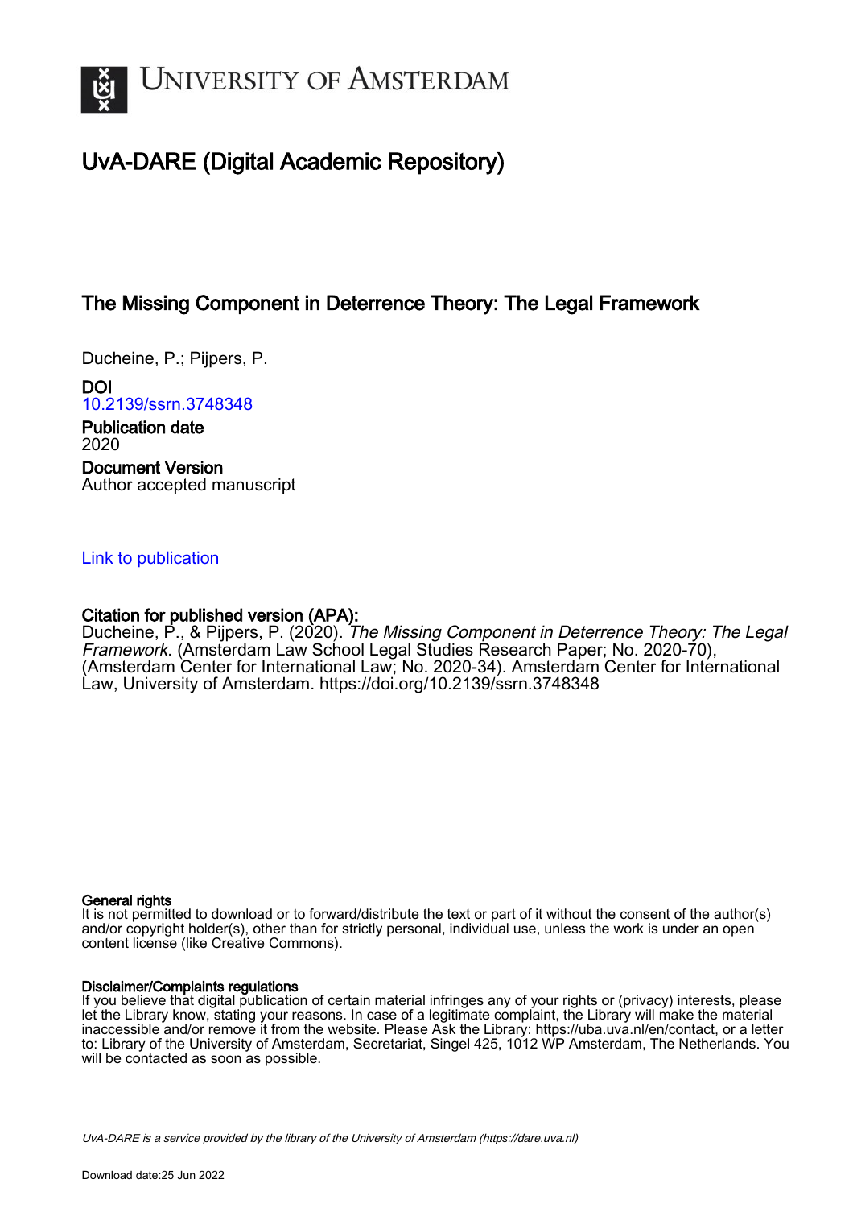# University of Amsterdam

## UvA-DARE (Digital Academic Repository)

### The Missing Component in Deterrence Theory: The Legal Framework

Ducheine, P.; Pijpers, P.

**DOI**
10.2139/ssrn.3748348

**Publication date**
2020

**Document Version**
Author accepted manuscript

Link to publication

**Citation for published version (APA):**
Ducheine, P., & Pijpers, P. (2020). *The Missing Component in Deterrence Theory: The Legal Framework*. (Amsterdam Law School Legal Studies Research Paper; No. 2020-70), (Amsterdam Center for International Law; No. 2020-34). Amsterdam Center for International Law, University of Amsterdam. https://doi.org/10.2139/ssrn.3748348

**General rights**
It is not permitted to download or to forward/distribute the text or part of it without the consent of the author(s) and/or copyright holder(s), other than for strictly personal, individual use, unless the work is under an open content license (like Creative Commons).

**Disclaimer/Complaints regulations**
If you believe that digital publication of certain material infringes any of your rights or (privacy) interests, please let the Library know, stating your reasons. In case of a legitimate complaint, the Library will make the material inaccessible and/or remove it from the website. Please Ask the Library: https://uba.uva.nl/en/contact, or a letter to: Library of the University of Amsterdam, Secretariat, Singel 425, 1012 WP Amsterdam, The Netherlands. You will be contacted as soon as possible.

UvA-DARE is a service provided by the library of the University of Amsterdam (https://dare.uva.nl)

Download date:25 Jun 2022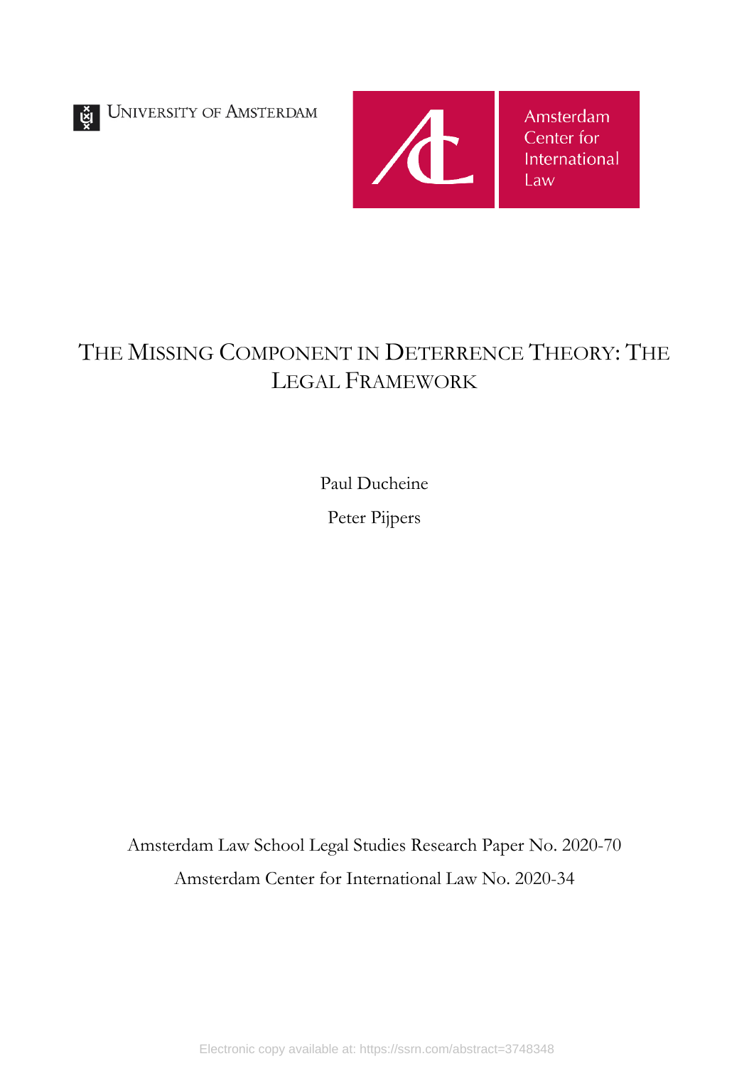UNIVERSITY OF AMSTERDAM

Amsterdam Center for International Law

# THE MISSING COMPONENT IN DETERRENCE THEORY: THE LEGAL FRAMEWORK

Paul Ducheine

Peter Pijpers

Amsterdam Law School Legal Studies Research Paper No. 2020-70

Amsterdam Center for International Law No. 2020-34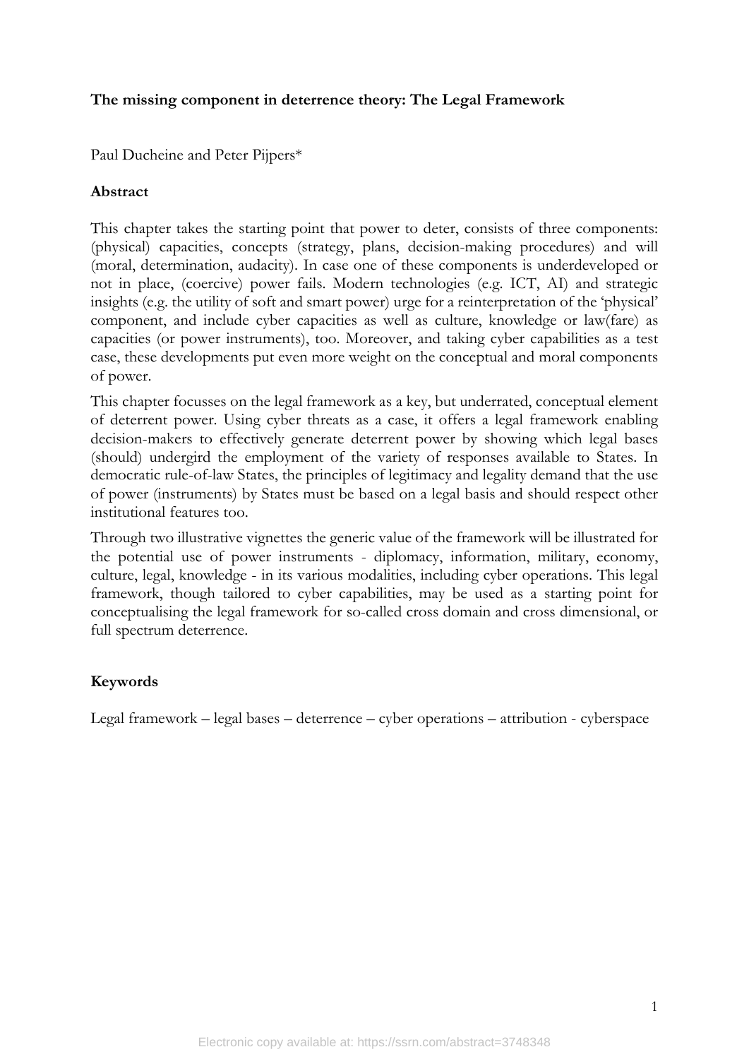**The missing component in deterrence theory: The Legal Framework**

Paul Ducheine and Peter Pijpers*

**Abstract**

This chapter takes the starting point that power to deter, consists of three components: (physical) capacities, concepts (strategy, plans, decision-making procedures) and will (moral, determination, audacity). In case one of these components is underdeveloped or not in place, (coercive) power fails. Modern technologies (e.g. ICT, AI) and strategic insights (e.g. the utility of soft and smart power) urge for a reinterpretation of the 'physical' component, and include cyber capacities as well as culture, knowledge or law(fare) as capacities (or power instruments), too. Moreover, and taking cyber capabilities as a test case, these developments put even more weight on the conceptual and moral components of power.

This chapter focusses on the legal framework as a key, but underrated, conceptual element of deterrent power. Using cyber threats as a case, it offers a legal framework enabling decision-makers to effectively generate deterrent power by showing which legal bases (should) undergird the employment of the variety of responses available to States. In democratic rule-of-law States, the principles of legitimacy and legality demand that the use of power (instruments) by States must be based on a legal basis and should respect other institutional features too.

Through two illustrative vignettes the generic value of the framework will be illustrated for the potential use of power instruments - diplomacy, information, military, economy, culture, legal, knowledge - in its various modalities, including cyber operations. This legal framework, though tailored to cyber capabilities, may be used as a starting point for conceptualising the legal framework for so-called cross domain and cross dimensional, or full spectrum deterrence.

**Keywords**

Legal framework – legal bases – deterrence – cyber operations – attribution - cyberspace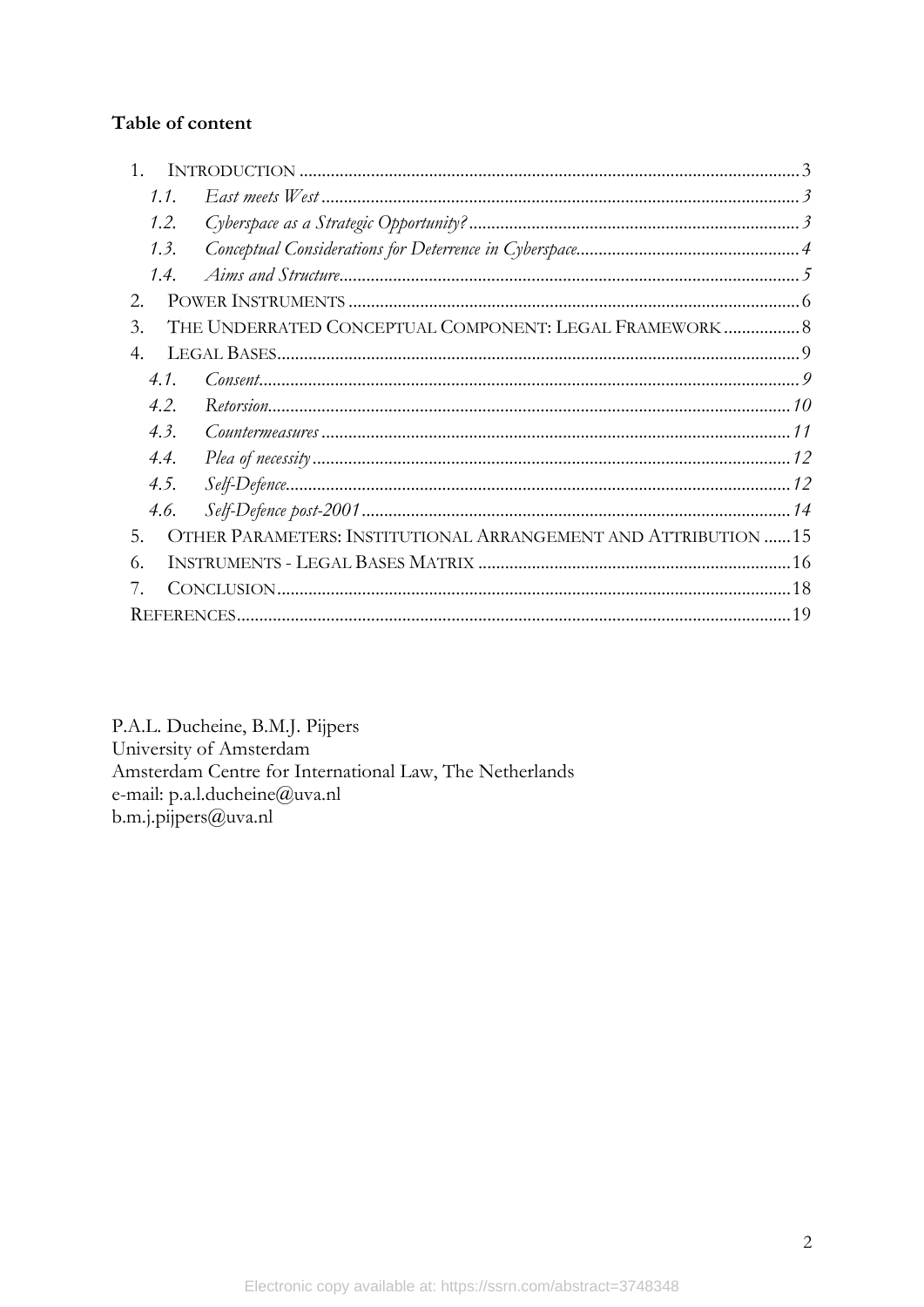**Table of content**

1. INTRODUCTION .......................................................................................................... 3
   1.1. *East meets West* .......................................................................................................... 3
   1.2. *Cyberspace as a Strategic Opportunity?* .......................................................................... 3
   1.3. *Conceptual Considerations for Deterrence in Cyberspace*.................................................. 4
   1.4. *Aims and Structure*...................................................................................................... 5
2. POWER INSTRUMENTS .................................................................................................. 6
3. THE UNDERRATED CONCEPTUAL COMPONENT: LEGAL FRAMEWORK ................. 8
4. LEGAL BASES................................................................................................................. 9
   4.1. *Consent*...................................................................................................................... 9
   4.2. *Retorsion*.................................................................................................................. 10
   4.3. *Countermeasures* ........................................................................................................ 11
   4.4. *Plea of necessity* .......................................................................................................... 12
   4.5. *Self-Defence*................................................................................................................ 12
   4.6. *Self-Defence post-2001* ............................................................................................... 14
5. OTHER PARAMETERS: INSTITUTIONAL ARRANGEMENT AND ATTRIBUTION ......15
6. INSTRUMENTS - LEGAL BASES MATRIX ....................................................................16
7. CONCLUSION.................................................................................................................18

REFERENCES.......................................................................................................................19

P.A.L. Ducheine, B.M.J. Pijpers
University of Amsterdam
Amsterdam Centre for International Law, The Netherlands
e-mail: p.a.l.ducheine@uva.nl
b.m.j.pijpers@uva.nl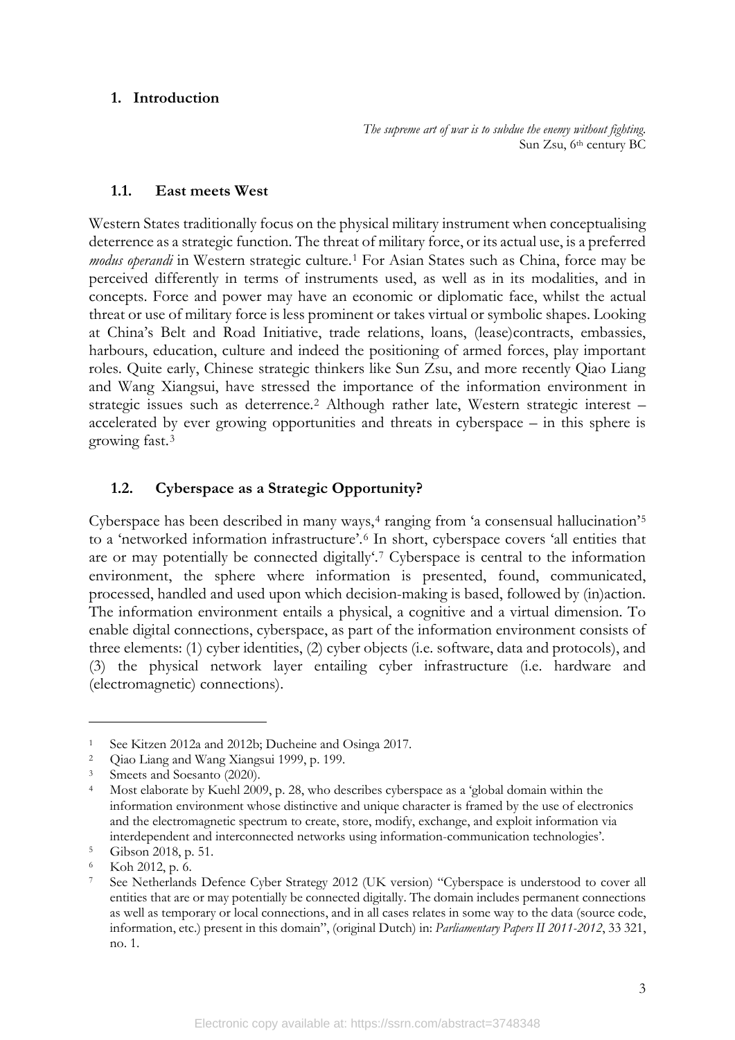## 1. Introduction

*The supreme art of war is to subdue the enemy without fighting.*
Sun Zsu, 6th century BC

### 1.1. East meets West

Western States traditionally focus on the physical military instrument when conceptualising deterrence as a strategic function. The threat of military force, or its actual use, is a preferred *modus operandi* in Western strategic culture.[1] For Asian States such as China, force may be perceived differently in terms of instruments used, as well as in its modalities, and in concepts. Force and power may have an economic or diplomatic face, whilst the actual threat or use of military force is less prominent or takes virtual or symbolic shapes. Looking at China's Belt and Road Initiative, trade relations, loans, (lease)contracts, embassies, harbours, education, culture and indeed the positioning of armed forces, play important roles. Quite early, Chinese strategic thinkers like Sun Zsu, and more recently Qiao Liang and Wang Xiangsui, have stressed the importance of the information environment in strategic issues such as deterrence.[2] Although rather late, Western strategic interest – accelerated by ever growing opportunities and threats in cyberspace – in this sphere is growing fast.[3]

### 1.2. Cyberspace as a Strategic Opportunity?

Cyberspace has been described in many ways,[4] ranging from 'a consensual hallucination'[5] to a 'networked information infrastructure'.[6] In short, cyberspace covers 'all entities that are or may potentially be connected digitally'.[7] Cyberspace is central to the information environment, the sphere where information is presented, found, communicated, processed, handled and used upon which decision-making is based, followed by (in)action. The information environment entails a physical, a cognitive and a virtual dimension. To enable digital connections, cyberspace, as part of the information environment consists of three elements: (1) cyber identities, (2) cyber objects (i.e. software, data and protocols), and (3) the physical network layer entailing cyber infrastructure (i.e. hardware and (electromagnetic) connections).

---

[1] See Kitzen 2012a and 2012b; Ducheine and Osinga 2017.

[2] Qiao Liang and Wang Xiangsui 1999, p. 199.

[3] Smeets and Soesanto (2020).

[4] Most elaborate by Kuehl 2009, p. 28, who describes cyberspace as a 'global domain within the information environment whose distinctive and unique character is framed by the use of electronics and the electromagnetic spectrum to create, store, modify, exchange, and exploit information via interdependent and interconnected networks using information-communication technologies'.

[5] Gibson 2018, p. 51.

[6] Koh 2012, p. 6.

[7] See Netherlands Defence Cyber Strategy 2012 (UK version) "Cyberspace is understood to cover all entities that are or may potentially be connected digitally. The domain includes permanent connections as well as temporary or local connections, and in all cases relates in some way to the data (source code, information, etc.) present in this domain", (original Dutch) in: *Parliamentary Papers II 2011-2012*, 33 321, no. 1.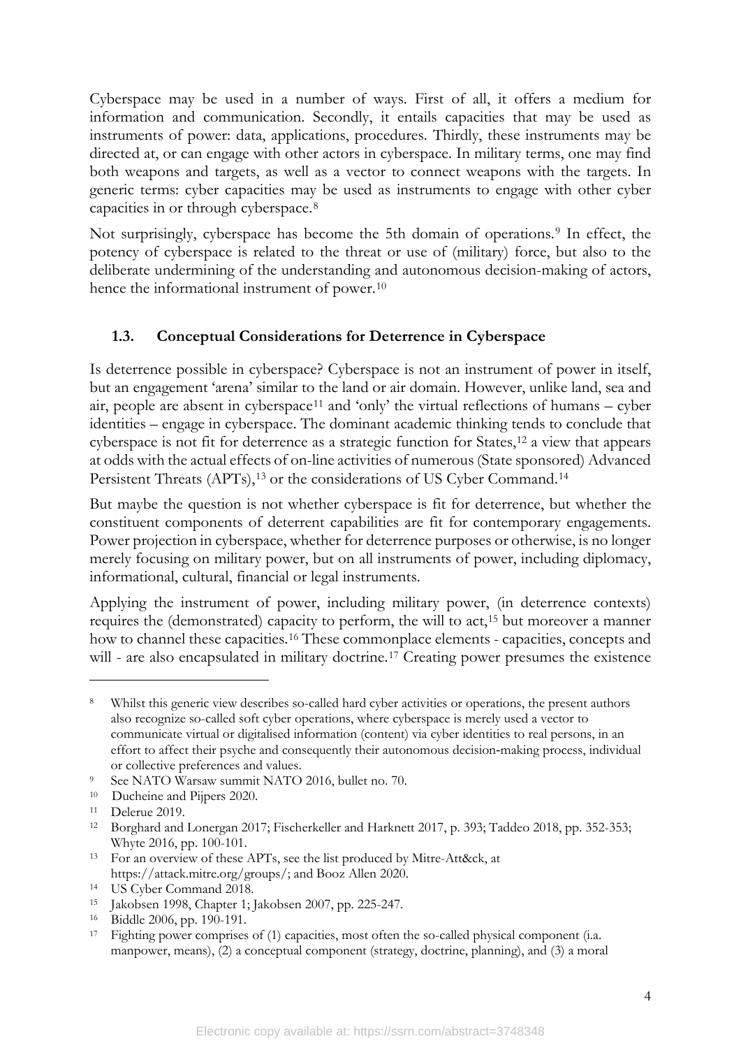Cyberspace may be used in a number of ways. First of all, it offers a medium for information and communication. Secondly, it entails capacities that may be used as instruments of power: data, applications, procedures. Thirdly, these instruments may be directed at, or can engage with other actors in cyberspace. In military terms, one may find both weapons and targets, as well as a vector to connect weapons with the targets. In generic terms: cyber capacities may be used as instruments to engage with other cyber capacities in or through cyberspace.[8]

Not surprisingly, cyberspace has become the 5th domain of operations.[9] In effect, the potency of cyberspace is related to the threat or use of (military) force, but also to the deliberate undermining of the understanding and autonomous decision-making of actors, hence the informational instrument of power.[10]

### 1.3. Conceptual Considerations for Deterrence in Cyberspace

Is deterrence possible in cyberspace? Cyberspace is not an instrument of power in itself, but an engagement 'arena' similar to the land or air domain. However, unlike land, sea and air, people are absent in cyberspace[11] and 'only' the virtual reflections of humans – cyber identities – engage in cyberspace. The dominant academic thinking tends to conclude that cyberspace is not fit for deterrence as a strategic function for States,[12] a view that appears at odds with the actual effects of on-line activities of numerous (State sponsored) Advanced Persistent Threats (APTs),[13] or the considerations of US Cyber Command.[14]

But maybe the question is not whether cyberspace is fit for deterrence, but whether the constituent components of deterrent capabilities are fit for contemporary engagements. Power projection in cyberspace, whether for deterrence purposes or otherwise, is no longer merely focusing on military power, but on all instruments of power, including diplomacy, informational, cultural, financial or legal instruments.

Applying the instrument of power, including military power, (in deterrence contexts) requires the (demonstrated) capacity to perform, the will to act,[15] but moreover a manner how to channel these capacities.[16] These commonplace elements - capacities, concepts and will - are also encapsulated in military doctrine.[17] Creating power presumes the existence

---

[8] Whilst this generic view describes so-called hard cyber activities or operations, the present authors also recognize so-called soft cyber operations, where cyberspace is merely used a vector to communicate virtual or digitalised information (content) via cyber identities to real persons, in an effort to affect their psyche and consequently their autonomous decision-making process, individual or collective preferences and values.

[9] See NATO Warsaw summit NATO 2016, bullet no. 70.

[10] Ducheine and Pijpers 2020.

[11] Delerue 2019.

[12] Borghard and Lonergan 2017; Fischerkeller and Harknett 2017, p. 393; Taddeo 2018, pp. 352-353; Whyte 2016, pp. 100-101.

[13] For an overview of these APTs, see the list produced by Mitre-Att&ck, at https://attack.mitre.org/groups/; and Booz Allen 2020.

[14] US Cyber Command 2018.

[15] Jakobsen 1998, Chapter 1; Jakobsen 2007, pp. 225-247.

[16] Biddle 2006, pp. 190-191.

[17] Fighting power comprises of (1) capacities, most often the so-called physical component (i.a. manpower, means), (2) a conceptual component (strategy, doctrine, planning), and (3) a moral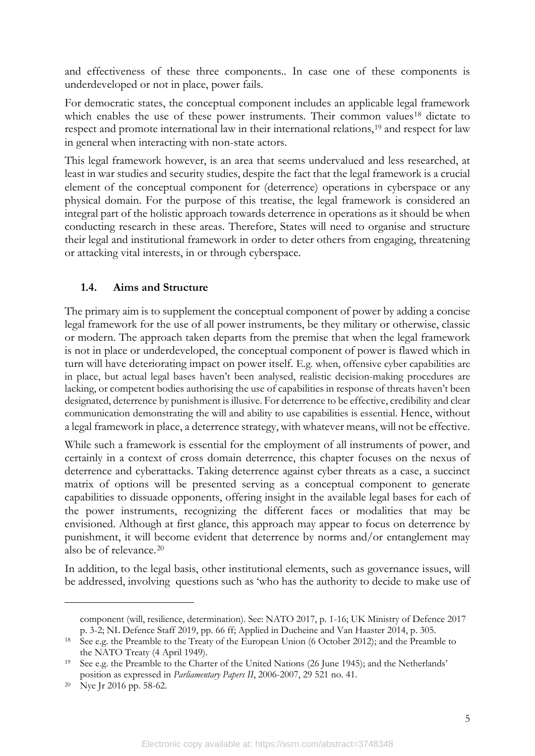and effectiveness of these three components.. In case one of these components is underdeveloped or not in place, power fails.

For democratic states, the conceptual component includes an applicable legal framework which enables the use of these power instruments. Their common values[18] dictate to respect and promote international law in their international relations,[19] and respect for law in general when interacting with non-state actors.

This legal framework however, is an area that seems undervalued and less researched, at least in war studies and security studies, despite the fact that the legal framework is a crucial element of the conceptual component for (deterrence) operations in cyberspace or any physical domain. For the purpose of this treatise, the legal framework is considered an integral part of the holistic approach towards deterrence in operations as it should be when conducting research in these areas. Therefore, States will need to organise and structure their legal and institutional framework in order to deter others from engaging, threatening or attacking vital interests, in or through cyberspace.

### 1.4. Aims and Structure

The primary aim is to supplement the conceptual component of power by adding a concise legal framework for the use of all power instruments, be they military or otherwise, classic or modern. The approach taken departs from the premise that when the legal framework is not in place or underdeveloped, the conceptual component of power is flawed which in turn will have deteriorating impact on power itself. E.g. when, offensive cyber capabilities are in place, but actual legal bases haven't been analysed, realistic decision-making procedures are lacking, or competent bodies authorising the use of capabilities in response of threats haven't been designated, deterrence by punishment is illusive. For deterrence to be effective, credibility and clear communication demonstrating the will and ability to use capabilities is essential. Hence, without a legal framework in place, a deterrence strategy, with whatever means, will not be effective.

While such a framework is essential for the employment of all instruments of power, and certainly in a context of cross domain deterrence, this chapter focuses on the nexus of deterrence and cyberattacks. Taking deterrence against cyber threats as a case, a succinct matrix of options will be presented serving as a conceptual component to generate capabilities to dissuade opponents, offering insight in the available legal bases for each of the power instruments, recognizing the different faces or modalities that may be envisioned. Although at first glance, this approach may appear to focus on deterrence by punishment, it will become evident that deterrence by norms and/or entanglement may also be of relevance.[20]

In addition, to the legal basis, other institutional elements, such as governance issues, will be addressed, involving questions such as 'who has the authority to decide to make use of

---

component (will, resilience, determination). See: NATO 2017, p. 1-16; UK Ministry of Defence 2017 p. 3-2; NL Defence Staff 2019, pp. 66 ff; Applied in Ducheine and Van Haaster 2014, p. 305.

[18] See e.g. the Preamble to the Treaty of the European Union (6 October 2012); and the Preamble to the NATO Treaty (4 April 1949).

[19] See e.g. the Preamble to the Charter of the United Nations (26 June 1945); and the Netherlands' position as expressed in *Parliamentary Papers II*, 2006-2007, 29 521 no. 41.

[20] Nye Jr 2016 pp. 58-62.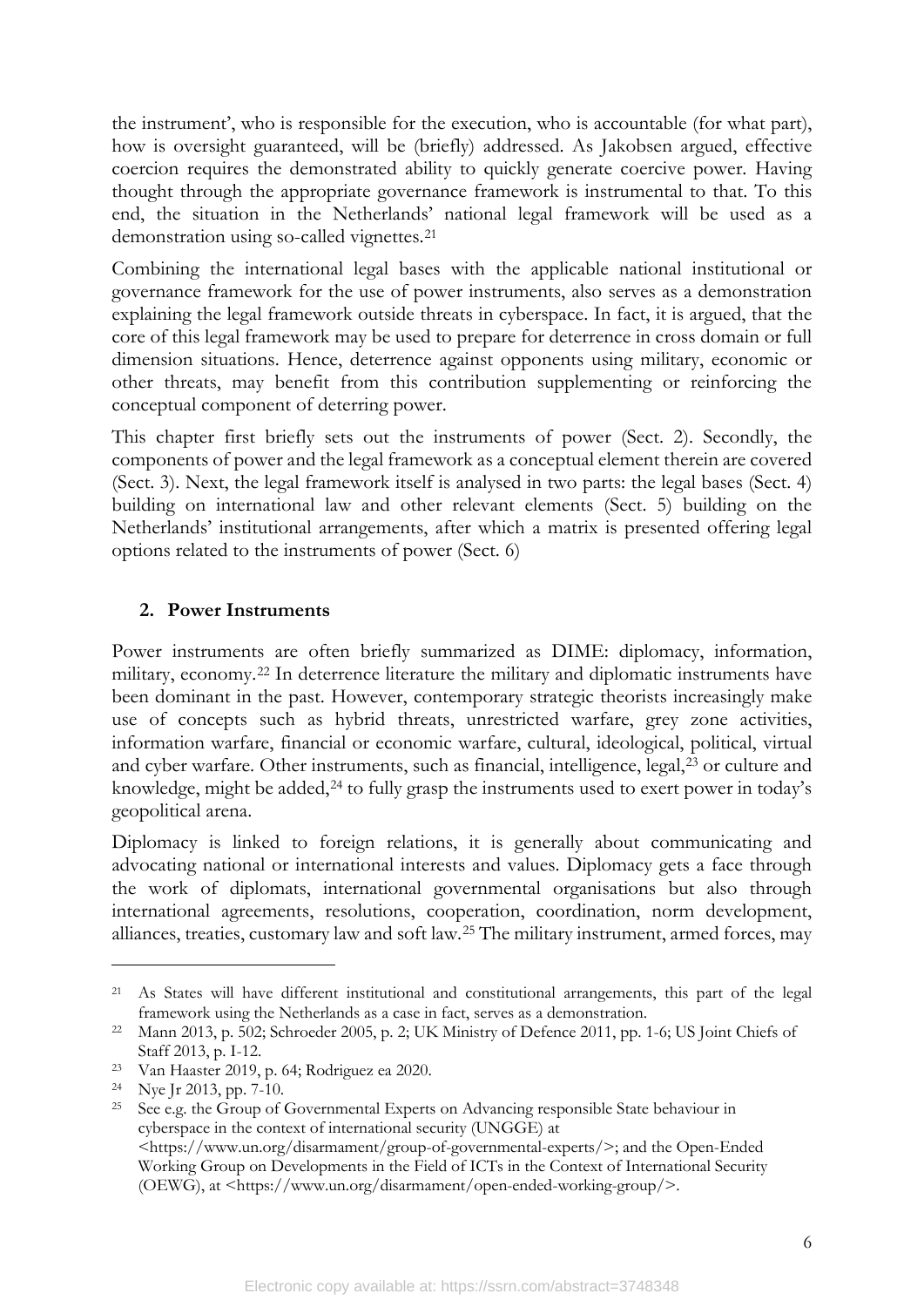the instrument', who is responsible for the execution, who is accountable (for what part), how is oversight guaranteed, will be (briefly) addressed. As Jakobsen argued, effective coercion requires the demonstrated ability to quickly generate coercive power. Having thought through the appropriate governance framework is instrumental to that. To this end, the situation in the Netherlands' national legal framework will be used as a demonstration using so-called vignettes.[21]

Combining the international legal bases with the applicable national institutional or governance framework for the use of power instruments, also serves as a demonstration explaining the legal framework outside threats in cyberspace. In fact, it is argued, that the core of this legal framework may be used to prepare for deterrence in cross domain or full dimension situations. Hence, deterrence against opponents using military, economic or other threats, may benefit from this contribution supplementing or reinforcing the conceptual component of deterring power.

This chapter first briefly sets out the instruments of power (Sect. 2). Secondly, the components of power and the legal framework as a conceptual element therein are covered (Sect. 3). Next, the legal framework itself is analysed in two parts: the legal bases (Sect. 4) building on international law and other relevant elements (Sect. 5) building on the Netherlands' institutional arrangements, after which a matrix is presented offering legal options related to the instruments of power (Sect. 6)

## 2. Power Instruments

Power instruments are often briefly summarized as DIME: diplomacy, information, military, economy.[22] In deterrence literature the military and diplomatic instruments have been dominant in the past. However, contemporary strategic theorists increasingly make use of concepts such as hybrid threats, unrestricted warfare, grey zone activities, information warfare, financial or economic warfare, cultural, ideological, political, virtual and cyber warfare. Other instruments, such as financial, intelligence, legal,[23] or culture and knowledge, might be added,[24] to fully grasp the instruments used to exert power in today's geopolitical arena.

Diplomacy is linked to foreign relations, it is generally about communicating and advocating national or international interests and values. Diplomacy gets a face through the work of diplomats, international governmental organisations but also through international agreements, resolutions, cooperation, coordination, norm development, alliances, treaties, customary law and soft law.[25] The military instrument, armed forces, may

---

[21] As States will have different institutional and constitutional arrangements, this part of the legal framework using the Netherlands as a case in fact, serves as a demonstration.

[22] Mann 2013, p. 502; Schroeder 2005, p. 2; UK Ministry of Defence 2011, pp. 1-6; US Joint Chiefs of Staff 2013, p. I-12.

[23] Van Haaster 2019, p. 64; Rodriguez ea 2020.

[24] Nye Jr 2013, pp. 7-10.

[25] See e.g. the Group of Governmental Experts on Advancing responsible State behaviour in cyberspace in the context of international security (UNGGE) at <https://www.un.org/disarmament/group-of-governmental-experts/>; and the Open-Ended Working Group on Developments in the Field of ICTs in the Context of International Security (OEWG), at <https://www.un.org/disarmament/open-ended-working-group/>.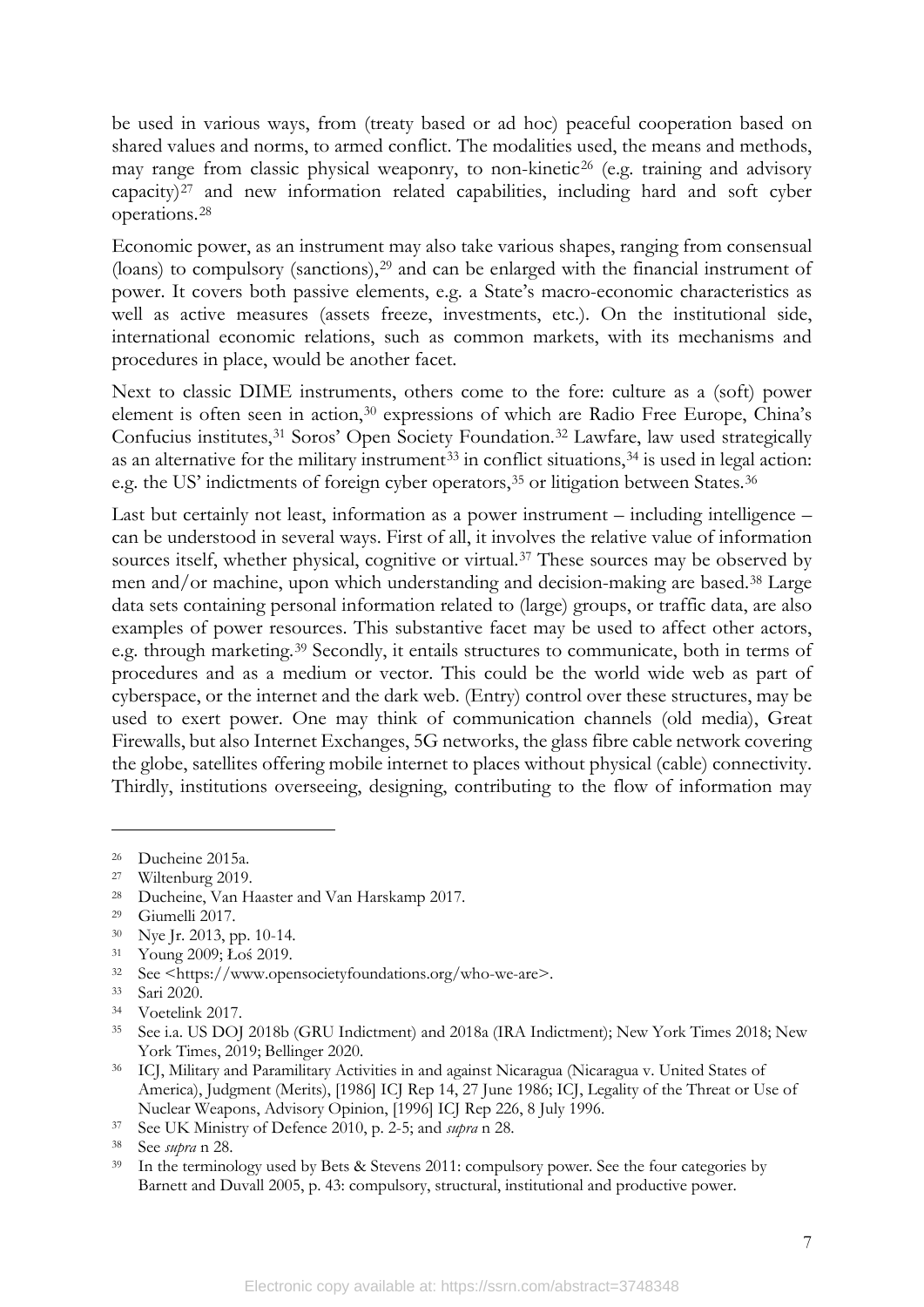be used in various ways, from (treaty based or ad hoc) peaceful cooperation based on shared values and norms, to armed conflict. The modalities used, the means and methods, may range from classic physical weaponry, to non-kinetic[26] (e.g. training and advisory capacity)[27] and new information related capabilities, including hard and soft cyber operations.[28]

Economic power, as an instrument may also take various shapes, ranging from consensual (loans) to compulsory (sanctions),[29] and can be enlarged with the financial instrument of power. It covers both passive elements, e.g. a State's macro-economic characteristics as well as active measures (assets freeze, investments, etc.). On the institutional side, international economic relations, such as common markets, with its mechanisms and procedures in place, would be another facet.

Next to classic DIME instruments, others come to the fore: culture as a (soft) power element is often seen in action,[30] expressions of which are Radio Free Europe, China's Confucius institutes,[31] Soros' Open Society Foundation.[32] Lawfare, law used strategically as an alternative for the military instrument[33] in conflict situations,[34] is used in legal action: e.g. the US' indictments of foreign cyber operators,[35] or litigation between States.[36]

Last but certainly not least, information as a power instrument – including intelligence – can be understood in several ways. First of all, it involves the relative value of information sources itself, whether physical, cognitive or virtual.[37] These sources may be observed by men and/or machine, upon which understanding and decision-making are based.[38] Large data sets containing personal information related to (large) groups, or traffic data, are also examples of power resources. This substantive facet may be used to affect other actors, e.g. through marketing.[39] Secondly, it entails structures to communicate, both in terms of procedures and as a medium or vector. This could be the world wide web as part of cyberspace, or the internet and the dark web. (Entry) control over these structures, may be used to exert power. One may think of communication channels (old media), Great Firewalls, but also Internet Exchanges, 5G networks, the glass fibre cable network covering the globe, satellites offering mobile internet to places without physical (cable) connectivity. Thirdly, institutions overseeing, designing, contributing to the flow of information may

---

[26] Ducheine 2015a.
[27] Wiltenburg 2019.
[28] Ducheine, Van Haaster and Van Harskamp 2017.
[29] Giumelli 2017.
[30] Nye Jr. 2013, pp. 10-14.
[31] Young 2009; Łoś 2019.
[32] See <https://www.opensocietyfoundations.org/who-we-are>.
[33] Sari 2020.
[34] Voetelink 2017.
[35] See i.a. US DOJ 2018b (GRU Indictment) and 2018a (IRA Indictment); New York Times 2018; New York Times, 2019; Bellinger 2020.
[36] ICJ, Military and Paramilitary Activities in and against Nicaragua (Nicaragua v. United States of America), Judgment (Merits), [1986] ICJ Rep 14, 27 June 1986; ICJ, Legality of the Threat or Use of Nuclear Weapons, Advisory Opinion, [1996] ICJ Rep 226, 8 July 1996.
[37] See UK Ministry of Defence 2010, p. 2-5; and *supra* n 28.
[38] See *supra* n 28.
[39] In the terminology used by Bets & Stevens 2011: compulsory power. See the four categories by Barnett and Duvall 2005, p. 43: compulsory, structural, institutional and productive power.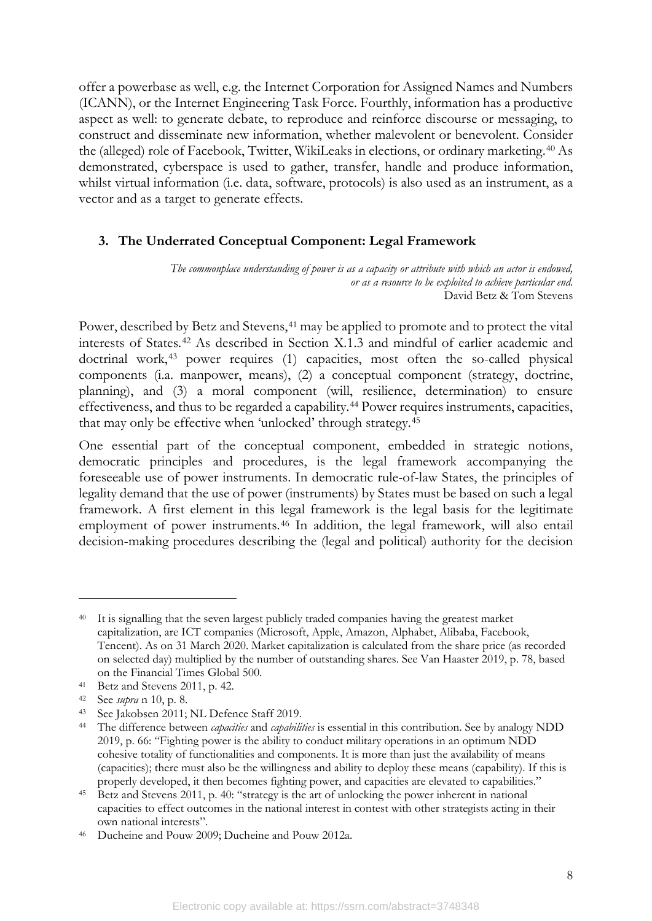offer a powerbase as well, e.g. the Internet Corporation for Assigned Names and Numbers (ICANN), or the Internet Engineering Task Force. Fourthly, information has a productive aspect as well: to generate debate, to reproduce and reinforce discourse or messaging, to construct and disseminate new information, whether malevolent or benevolent. Consider the (alleged) role of Facebook, Twitter, WikiLeaks in elections, or ordinary marketing.[40] As demonstrated, cyberspace is used to gather, transfer, handle and produce information, whilst virtual information (i.e. data, software, protocols) is also used as an instrument, as a vector and as a target to generate effects.

## 3. The Underrated Conceptual Component: Legal Framework

> *The commonplace understanding of power is as a capacity or attribute with which an actor is endowed, or as a resource to be exploited to achieve particular end.*
> David Betz & Tom Stevens

Power, described by Betz and Stevens,[41] may be applied to promote and to protect the vital interests of States.[42] As described in Section X.1.3 and mindful of earlier academic and doctrinal work,[43] power requires (1) capacities, most often the so-called physical components (i.a. manpower, means), (2) a conceptual component (strategy, doctrine, planning), and (3) a moral component (will, resilience, determination) to ensure effectiveness, and thus to be regarded a capability.[44] Power requires instruments, capacities, that may only be effective when 'unlocked' through strategy.[45]

One essential part of the conceptual component, embedded in strategic notions, democratic principles and procedures, is the legal framework accompanying the foreseeable use of power instruments. In democratic rule-of-law States, the principles of legality demand that the use of power (instruments) by States must be based on such a legal framework. A first element in this legal framework is the legal basis for the legitimate employment of power instruments.[46] In addition, the legal framework, will also entail decision-making procedures describing the (legal and political) authority for the decision

---

[40] It is signalling that the seven largest publicly traded companies having the greatest market capitalization, are ICT companies (Microsoft, Apple, Amazon, Alphabet, Alibaba, Facebook, Tencent). As on 31 March 2020. Market capitalization is calculated from the share price (as recorded on selected day) multiplied by the number of outstanding shares. See Van Haaster 2019, p. 78, based on the Financial Times Global 500.

[41] Betz and Stevens 2011, p. 42.

[42] See *supra* n 10, p. 8.

[43] See Jakobsen 2011; NL Defence Staff 2019.

[44] The difference between *capacities* and *capabilities* is essential in this contribution. See by analogy NDD 2019, p. 66: "Fighting power is the ability to conduct military operations in an optimum NDD cohesive totality of functionalities and components. It is more than just the availability of means (capacities); there must also be the willingness and ability to deploy these means (capability). If this is properly developed, it then becomes fighting power, and capacities are elevated to capabilities."

[45] Betz and Stevens 2011, p. 40: "strategy is the art of unlocking the power inherent in national capacities to effect outcomes in the national interest in contest with other strategists acting in their own national interests".

[46] Ducheine and Pouw 2009; Ducheine and Pouw 2012a.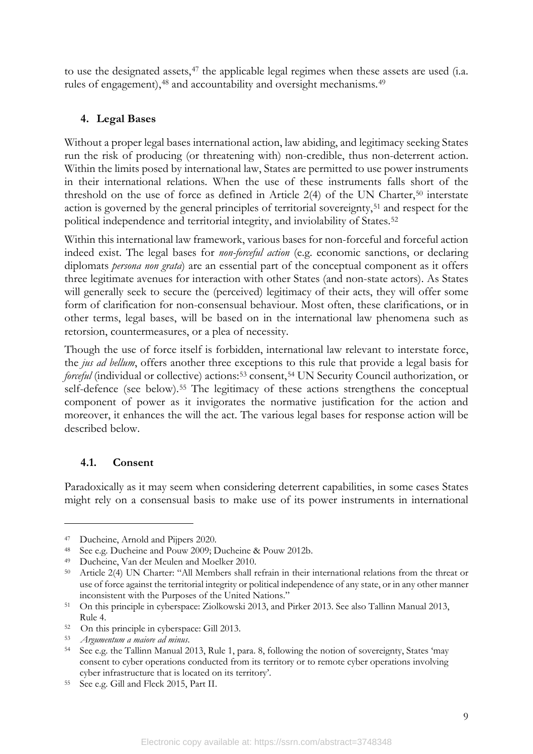to use the designated assets,[47] the applicable legal regimes when these assets are used (i.a. rules of engagement),[48] and accountability and oversight mechanisms.[49]

## 4. Legal Bases

Without a proper legal bases international action, law abiding, and legitimacy seeking States run the risk of producing (or threatening with) non-credible, thus non-deterrent action. Within the limits posed by international law, States are permitted to use power instruments in their international relations. When the use of these instruments falls short of the threshold on the use of force as defined in Article 2(4) of the UN Charter,[50] interstate action is governed by the general principles of territorial sovereignty,[51] and respect for the political independence and territorial integrity, and inviolability of States.[52]

Within this international law framework, various bases for non-forceful and forceful action indeed exist. The legal bases for *non-forceful action* (e.g. economic sanctions, or declaring diplomats *persona non grata*) are an essential part of the conceptual component as it offers three legitimate avenues for interaction with other States (and non-state actors). As States will generally seek to secure the (perceived) legitimacy of their acts, they will offer some form of clarification for non-consensual behaviour. Most often, these clarifications, or in other terms, legal bases, will be based on in the international law phenomena such as retorsion, countermeasures, or a plea of necessity.

Though the use of force itself is forbidden, international law relevant to interstate force, the *jus ad bellum*, offers another three exceptions to this rule that provide a legal basis for *forceful* (individual or collective) actions:[53] consent,[54] UN Security Council authorization, or self-defence (see below).[55] The legitimacy of these actions strengthens the conceptual component of power as it invigorates the normative justification for the action and moreover, it enhances the will the act. The various legal bases for response action will be described below.

### 4.1. Consent

Paradoxically as it may seem when considering deterrent capabilities, in some cases States might rely on a consensual basis to make use of its power instruments in international

---

[47] Ducheine, Arnold and Pijpers 2020.

[48] See e.g. Ducheine and Pouw 2009; Ducheine & Pouw 2012b.

[49] Ducheine, Van der Meulen and Moelker 2010.

[50] Article 2(4) UN Charter: "All Members shall refrain in their international relations from the threat or use of force against the territorial integrity or political independence of any state, or in any other manner inconsistent with the Purposes of the United Nations."

[51] On this principle in cyberspace: Ziolkowski 2013, and Pirker 2013. See also Tallinn Manual 2013, Rule 4.

[52] On this principle in cyberspace: Gill 2013.

[53] *Argumentum a maiore ad minus*.

[54] See e.g. the Tallinn Manual 2013, Rule 1, para. 8, following the notion of sovereignty, States 'may consent to cyber operations conducted from its territory or to remote cyber operations involving cyber infrastructure that is located on its territory'.

[55] See e.g. Gill and Fleck 2015, Part II.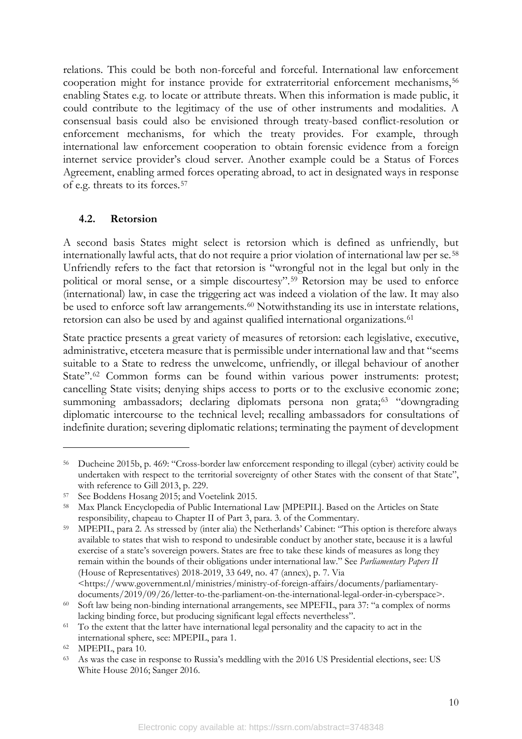relations. This could be both non-forceful and forceful. International law enforcement cooperation might for instance provide for extraterritorial enforcement mechanisms,[56] enabling States e.g. to locate or attribute threats. When this information is made public, it could contribute to the legitimacy of the use of other instruments and modalities. A consensual basis could also be envisioned through treaty-based conflict-resolution or enforcement mechanisms, for which the treaty provides. For example, through international law enforcement cooperation to obtain forensic evidence from a foreign internet service provider's cloud server. Another example could be a Status of Forces Agreement, enabling armed forces operating abroad, to act in designated ways in response of e.g. threats to its forces.[57]

### 4.2. Retorsion

A second basis States might select is retorsion which is defined as unfriendly, but internationally lawful acts, that do not require a prior violation of international law per se.[58] Unfriendly refers to the fact that retorsion is "wrongful not in the legal but only in the political or moral sense, or a simple discourtesy".[59] Retorsion may be used to enforce (international) law, in case the triggering act was indeed a violation of the law. It may also be used to enforce soft law arrangements.[60] Notwithstanding its use in interstate relations, retorsion can also be used by and against qualified international organizations.[61]

State practice presents a great variety of measures of retorsion: each legislative, executive, administrative, etcetera measure that is permissible under international law and that "seems suitable to a State to redress the unwelcome, unfriendly, or illegal behaviour of another State".[62] Common forms can be found within various power instruments: protest; cancelling State visits; denying ships access to ports or to the exclusive economic zone; summoning ambassadors; declaring diplomats persona non grata;[63] "downgrading diplomatic intercourse to the technical level; recalling ambassadors for consultations of indefinite duration; severing diplomatic relations; terminating the payment of development

---

[56] Ducheine 2015b, p. 469: "Cross-border law enforcement responding to illegal (cyber) activity could be undertaken with respect to the territorial sovereignty of other States with the consent of that State", with reference to Gill 2013, p. 229.

[57] See Boddens Hosang 2015; and Voetelink 2015.

[58] Max Planck Encyclopedia of Public International Law [MPEPIL]. Based on the Articles on State responsibility, chapeau to Chapter II of Part 3, para. 3. of the Commentary.

[59] MPEPIL, para 2. As stressed by (inter alia) the Netherlands' Cabinet: "This option is therefore always available to states that wish to respond to undesirable conduct by another state, because it is a lawful exercise of a state's sovereign powers. States are free to take these kinds of measures as long they remain within the bounds of their obligations under international law." See *Parliamentary Papers II* (House of Representatives) 2018-2019, 33 649, no. 47 (annex), p. 7. Via <https://www.government.nl/ministries/ministry-of-foreign-affairs/documents/parliamentary-documents/2019/09/26/letter-to-the-parliament-on-the-international-legal-order-in-cyberspace>.

[60] Soft law being non-binding international arrangements, see MPEFIL, para 37: "a complex of norms lacking binding force, but producing significant legal effects nevertheless".

[61] To the extent that the latter have international legal personality and the capacity to act in the international sphere, see: MPEPIL, para 1.

[62] MPEPIL, para 10.

[63] As was the case in response to Russia's meddling with the 2016 US Presidential elections, see: US White House 2016; Sanger 2016.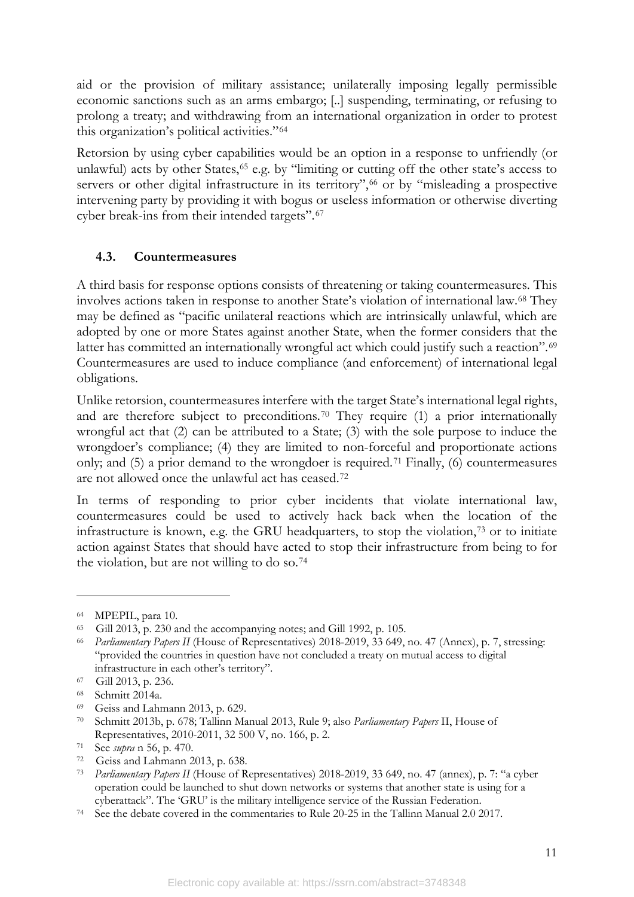aid or the provision of military assistance; unilaterally imposing legally permissible economic sanctions such as an arms embargo; [..] suspending, terminating, or refusing to prolong a treaty; and withdrawing from an international organization in order to protest this organization's political activities."[64]

Retorsion by using cyber capabilities would be an option in a response to unfriendly (or unlawful) acts by other States,[65] e.g. by "limiting or cutting off the other state's access to servers or other digital infrastructure in its territory",[66] or by "misleading a prospective intervening party by providing it with bogus or useless information or otherwise diverting cyber break-ins from their intended targets".[67]

### 4.3. Countermeasures

A third basis for response options consists of threatening or taking countermeasures. This involves actions taken in response to another State's violation of international law.[68] They may be defined as "pacific unilateral reactions which are intrinsically unlawful, which are adopted by one or more States against another State, when the former considers that the latter has committed an internationally wrongful act which could justify such a reaction".[69] Countermeasures are used to induce compliance (and enforcement) of international legal obligations.

Unlike retorsion, countermeasures interfere with the target State's international legal rights, and are therefore subject to preconditions.[70] They require (1) a prior internationally wrongful act that (2) can be attributed to a State; (3) with the sole purpose to induce the wrongdoer's compliance; (4) they are limited to non-forceful and proportionate actions only; and (5) a prior demand to the wrongdoer is required.[71] Finally, (6) countermeasures are not allowed once the unlawful act has ceased.[72]

In terms of responding to prior cyber incidents that violate international law, countermeasures could be used to actively hack back when the location of the infrastructure is known, e.g. the GRU headquarters, to stop the violation,[73] or to initiate action against States that should have acted to stop their infrastructure from being to for the violation, but are not willing to do so.[74]

---

[64] MPEPIL, para 10.

[65] Gill 2013, p. 230 and the accompanying notes; and Gill 1992, p. 105.

[66] *Parliamentary Papers II* (House of Representatives) 2018-2019, 33 649, no. 47 (Annex), p. 7, stressing: "provided the countries in question have not concluded a treaty on mutual access to digital infrastructure in each other's territory".

[67] Gill 2013, p. 236.

[68] Schmitt 2014a.

[69] Geiss and Lahmann 2013, p. 629.

[70] Schmitt 2013b, p. 678; Tallinn Manual 2013, Rule 9; also *Parliamentary Papers* II, House of Representatives, 2010-2011, 32 500 V, no. 166, p. 2.

[71] See *supra* n 56, p. 470.

[72] Geiss and Lahmann 2013, p. 638.

[73] *Parliamentary Papers II* (House of Representatives) 2018-2019, 33 649, no. 47 (annex), p. 7: "a cyber operation could be launched to shut down networks or systems that another state is using for a cyberattack". The 'GRU' is the military intelligence service of the Russian Federation.

[74] See the debate covered in the commentaries to Rule 20-25 in the Tallinn Manual 2.0 2017.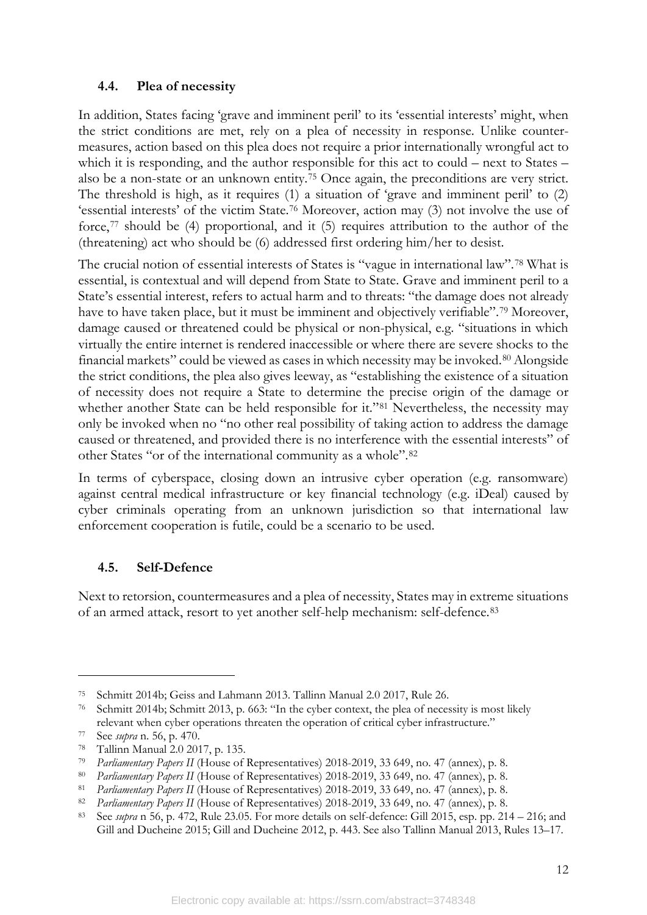### 4.4. Plea of necessity

In addition, States facing 'grave and imminent peril' to its 'essential interests' might, when the strict conditions are met, rely on a plea of necessity in response. Unlike countermeasures, action based on this plea does not require a prior internationally wrongful act to which it is responding, and the author responsible for this act to could – next to States – also be a non-state or an unknown entity.[75] Once again, the preconditions are very strict. The threshold is high, as it requires (1) a situation of 'grave and imminent peril' to (2) 'essential interests' of the victim State.[76] Moreover, action may (3) not involve the use of force,[77] should be (4) proportional, and it (5) requires attribution to the author of the (threatening) act who should be (6) addressed first ordering him/her to desist.

The crucial notion of essential interests of States is "vague in international law".[78] What is essential, is contextual and will depend from State to State. Grave and imminent peril to a State's essential interest, refers to actual harm and to threats: "the damage does not already have to have taken place, but it must be imminent and objectively verifiable".[79] Moreover, damage caused or threatened could be physical or non-physical, e.g. "situations in which virtually the entire internet is rendered inaccessible or where there are severe shocks to the financial markets" could be viewed as cases in which necessity may be invoked.[80] Alongside the strict conditions, the plea also gives leeway, as "establishing the existence of a situation of necessity does not require a State to determine the precise origin of the damage or whether another State can be held responsible for it."[81] Nevertheless, the necessity may only be invoked when no "no other real possibility of taking action to address the damage caused or threatened, and provided there is no interference with the essential interests" of other States "or of the international community as a whole".[82]

In terms of cyberspace, closing down an intrusive cyber operation (e.g. ransomware) against central medical infrastructure or key financial technology (e.g. iDeal) caused by cyber criminals operating from an unknown jurisdiction so that international law enforcement cooperation is futile, could be a scenario to be used.

### 4.5. Self-Defence

Next to retorsion, countermeasures and a plea of necessity, States may in extreme situations of an armed attack, resort to yet another self-help mechanism: self-defence.[83]

---

[75] Schmitt 2014b; Geiss and Lahmann 2013. Tallinn Manual 2.0 2017, Rule 26.

[76] Schmitt 2014b; Schmitt 2013, p. 663: "In the cyber context, the plea of necessity is most likely relevant when cyber operations threaten the operation of critical cyber infrastructure."

[77] See *supra* n. 56, p. 470.

[78] Tallinn Manual 2.0 2017, p. 135.

[79] *Parliamentary Papers II* (House of Representatives) 2018-2019, 33 649, no. 47 (annex), p. 8.

[80] *Parliamentary Papers II* (House of Representatives) 2018-2019, 33 649, no. 47 (annex), p. 8.

[81] *Parliamentary Papers II* (House of Representatives) 2018-2019, 33 649, no. 47 (annex), p. 8.

[82] *Parliamentary Papers II* (House of Representatives) 2018-2019, 33 649, no. 47 (annex), p. 8.

[83] See *supra* n 56, p. 472, Rule 23.05. For more details on self-defence: Gill 2015, esp. pp. 214 – 216; and Gill and Ducheine 2015; Gill and Ducheine 2012, p. 443. See also Tallinn Manual 2013, Rules 13–17.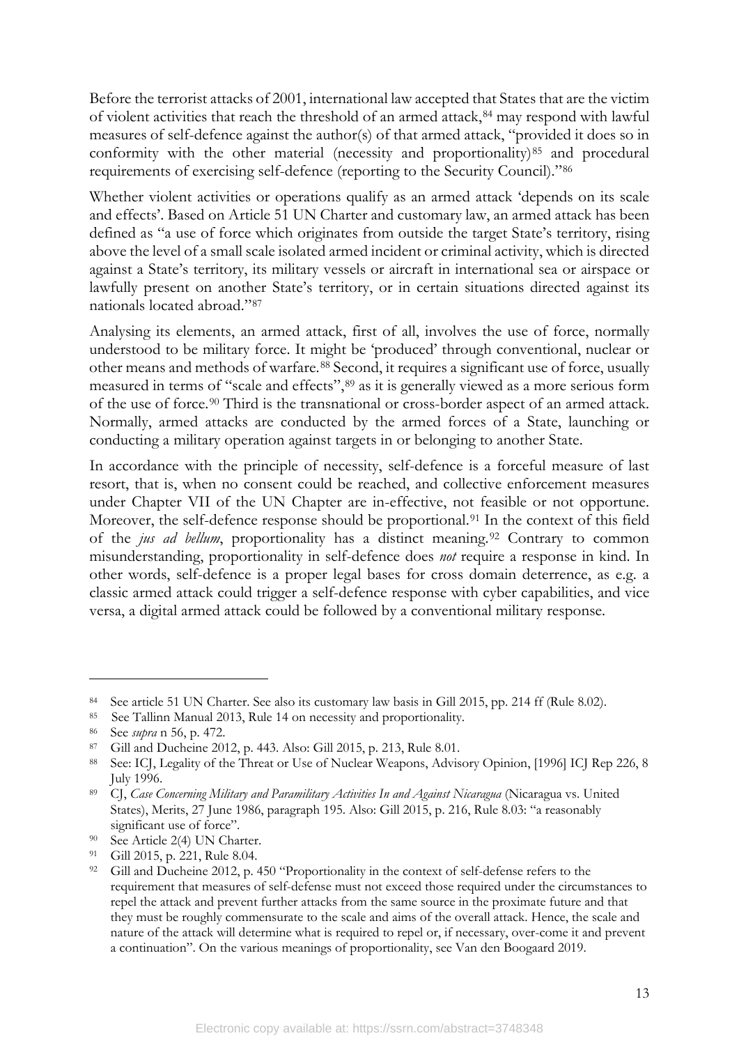Before the terrorist attacks of 2001, international law accepted that States that are the victim of violent activities that reach the threshold of an armed attack,[84] may respond with lawful measures of self-defence against the author(s) of that armed attack, "provided it does so in conformity with the other material (necessity and proportionality)[85] and procedural requirements of exercising self-defence (reporting to the Security Council)."[86]

Whether violent activities or operations qualify as an armed attack 'depends on its scale and effects'. Based on Article 51 UN Charter and customary law, an armed attack has been defined as "a use of force which originates from outside the target State's territory, rising above the level of a small scale isolated armed incident or criminal activity, which is directed against a State's territory, its military vessels or aircraft in international sea or airspace or lawfully present on another State's territory, or in certain situations directed against its nationals located abroad."[87]

Analysing its elements, an armed attack, first of all, involves the use of force, normally understood to be military force. It might be 'produced' through conventional, nuclear or other means and methods of warfare.[88] Second, it requires a significant use of force, usually measured in terms of "scale and effects",[89] as it is generally viewed as a more serious form of the use of force.[90] Third is the transnational or cross-border aspect of an armed attack. Normally, armed attacks are conducted by the armed forces of a State, launching or conducting a military operation against targets in or belonging to another State.

In accordance with the principle of necessity, self-defence is a forceful measure of last resort, that is, when no consent could be reached, and collective enforcement measures under Chapter VII of the UN Chapter are in-effective, not feasible or not opportune. Moreover, the self-defence response should be proportional.[91] In the context of this field of the *jus ad bellum*, proportionality has a distinct meaning.[92] Contrary to common misunderstanding, proportionality in self-defence does *not* require a response in kind. In other words, self-defence is a proper legal bases for cross domain deterrence, as e.g. a classic armed attack could trigger a self-defence response with cyber capabilities, and vice versa, a digital armed attack could be followed by a conventional military response.

---

[84] See article 51 UN Charter. See also its customary law basis in Gill 2015, pp. 214 ff (Rule 8.02).

[85] See Tallinn Manual 2013, Rule 14 on necessity and proportionality.

[86] See *supra* n 56, p. 472.

[87] Gill and Ducheine 2012, p. 443. Also: Gill 2015, p. 213, Rule 8.01.

[88] See: ICJ, Legality of the Threat or Use of Nuclear Weapons, Advisory Opinion, [1996] ICJ Rep 226, 8 July 1996.

[89] CJ, *Case Concerning Military and Paramilitary Activities In and Against Nicaragua* (Nicaragua vs. United States), Merits, 27 June 1986, paragraph 195. Also: Gill 2015, p. 216, Rule 8.03: "a reasonably significant use of force".

[90] See Article 2(4) UN Charter.

[91] Gill 2015, p. 221, Rule 8.04.

[92] Gill and Ducheine 2012, p. 450 "Proportionality in the context of self-defense refers to the requirement that measures of self-defense must not exceed those required under the circumstances to repel the attack and prevent further attacks from the same source in the proximate future and that they must be roughly commensurate to the scale and aims of the overall attack. Hence, the scale and nature of the attack will determine what is required to repel or, if necessary, over-come it and prevent a continuation". On the various meanings of proportionality, see Van den Boogaard 2019.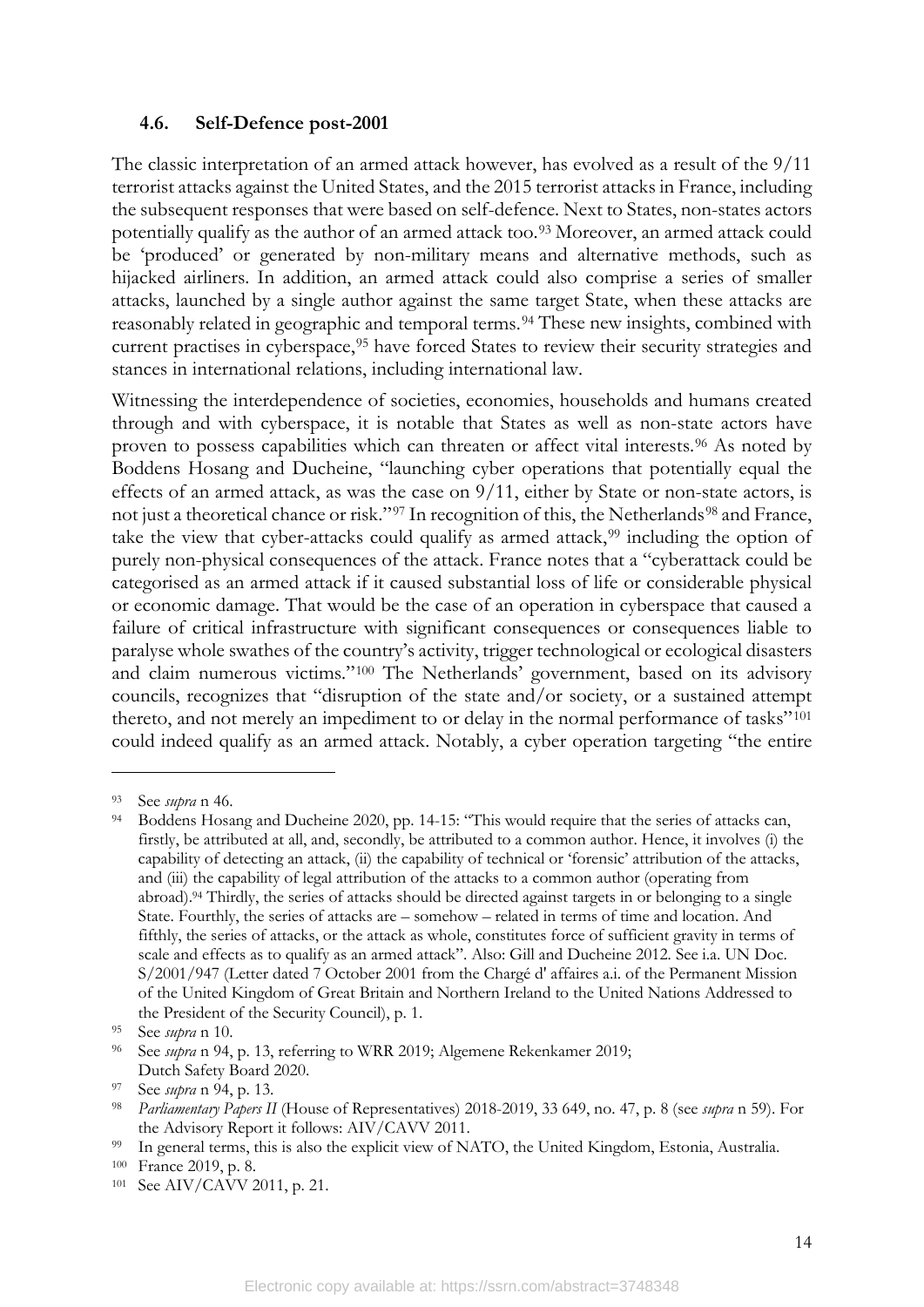### 4.6. Self-Defence post-2001

The classic interpretation of an armed attack however, has evolved as a result of the 9/11 terrorist attacks against the United States, and the 2015 terrorist attacks in France, including the subsequent responses that were based on self-defence. Next to States, non-states actors potentially qualify as the author of an armed attack too.[93] Moreover, an armed attack could be 'produced' or generated by non-military means and alternative methods, such as hijacked airliners. In addition, an armed attack could also comprise a series of smaller attacks, launched by a single author against the same target State, when these attacks are reasonably related in geographic and temporal terms.[94] These new insights, combined with current practises in cyberspace,[95] have forced States to review their security strategies and stances in international relations, including international law.

Witnessing the interdependence of societies, economies, households and humans created through and with cyberspace, it is notable that States as well as non-state actors have proven to possess capabilities which can threaten or affect vital interests.[96] As noted by Boddens Hosang and Ducheine, "launching cyber operations that potentially equal the effects of an armed attack, as was the case on 9/11, either by State or non-state actors, is not just a theoretical chance or risk."[97] In recognition of this, the Netherlands[98] and France, take the view that cyber-attacks could qualify as armed attack,[99] including the option of purely non-physical consequences of the attack. France notes that a "cyberattack could be categorised as an armed attack if it caused substantial loss of life or considerable physical or economic damage. That would be the case of an operation in cyberspace that caused a failure of critical infrastructure with significant consequences or consequences liable to paralyse whole swathes of the country's activity, trigger technological or ecological disasters and claim numerous victims."[100] The Netherlands' government, based on its advisory councils, recognizes that "disruption of the state and/or society, or a sustained attempt thereto, and not merely an impediment to or delay in the normal performance of tasks"[101] could indeed qualify as an armed attack. Notably, a cyber operation targeting "the entire

---

[93] See *supra* n 46.

[94] Boddens Hosang and Ducheine 2020, pp. 14-15: "This would require that the series of attacks can, firstly, be attributed at all, and, secondly, be attributed to a common author. Hence, it involves (i) the capability of detecting an attack, (ii) the capability of technical or 'forensic' attribution of the attacks, and (iii) the capability of legal attribution of the attacks to a common author (operating from abroad).[94] Thirdly, the series of attacks should be directed against targets in or belonging to a single State. Fourthly, the series of attacks are – somehow – related in terms of time and location. And fifthly, the series of attacks, or the attack as whole, constitutes force of sufficient gravity in terms of scale and effects as to qualify as an armed attack". Also: Gill and Ducheine 2012. See i.a. UN Doc. S/2001/947 (Letter dated 7 October 2001 from the Chargé d' affaires a.i. of the Permanent Mission of the United Kingdom of Great Britain and Northern Ireland to the United Nations Addressed to the President of the Security Council), p. 1.

[95] See *supra* n 10.

[96] See *supra* n 94, p. 13, referring to WRR 2019; Algemene Rekenkamer 2019; Dutch Safety Board 2020.

[97] See *supra* n 94, p. 13.

[98] *Parliamentary Papers II* (House of Representatives) 2018-2019, 33 649, no. 47, p. 8 (see *supra* n 59). For the Advisory Report it follows: AIV/CAVV 2011.

[99] In general terms, this is also the explicit view of NATO, the United Kingdom, Estonia, Australia.

[100] France 2019, p. 8.

[101] See AIV/CAVV 2011, p. 21.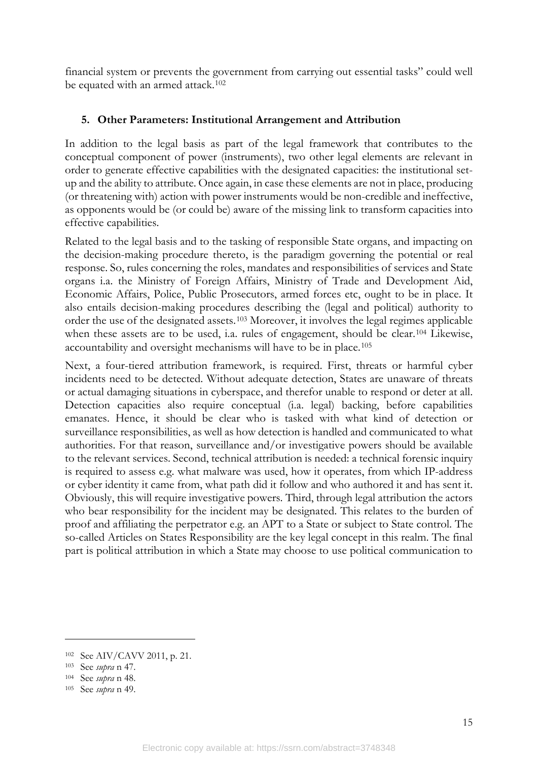financial system or prevents the government from carrying out essential tasks" could well be equated with an armed attack.[102]

### 5. Other Parameters: Institutional Arrangement and Attribution

In addition to the legal basis as part of the legal framework that contributes to the conceptual component of power (instruments), two other legal elements are relevant in order to generate effective capabilities with the designated capacities: the institutional set-up and the ability to attribute. Once again, in case these elements are not in place, producing (or threatening with) action with power instruments would be non-credible and ineffective, as opponents would be (or could be) aware of the missing link to transform capacities into effective capabilities.

Related to the legal basis and to the tasking of responsible State organs, and impacting on the decision-making procedure thereto, is the paradigm governing the potential or real response. So, rules concerning the roles, mandates and responsibilities of services and State organs i.a. the Ministry of Foreign Affairs, Ministry of Trade and Development Aid, Economic Affairs, Police, Public Prosecutors, armed forces etc, ought to be in place. It also entails decision-making procedures describing the (legal and political) authority to order the use of the designated assets.[103] Moreover, it involves the legal regimes applicable when these assets are to be used, i.a. rules of engagement, should be clear.[104] Likewise, accountability and oversight mechanisms will have to be in place.[105]

Next, a four-tiered attribution framework, is required. First, threats or harmful cyber incidents need to be detected. Without adequate detection, States are unaware of threats or actual damaging situations in cyberspace, and therefor unable to respond or deter at all. Detection capacities also require conceptual (i.a. legal) backing, before capabilities emanates. Hence, it should be clear who is tasked with what kind of detection or surveillance responsibilities, as well as how detection is handled and communicated to what authorities. For that reason, surveillance and/or investigative powers should be available to the relevant services. Second, technical attribution is needed: a technical forensic inquiry is required to assess e.g. what malware was used, how it operates, from which IP-address or cyber identity it came from, what path did it follow and who authored it and has sent it. Obviously, this will require investigative powers. Third, through legal attribution the actors who bear responsibility for the incident may be designated. This relates to the burden of proof and affiliating the perpetrator e.g. an APT to a State or subject to State control. The so-called Articles on States Responsibility are the key legal concept in this realm. The final part is political attribution in which a State may choose to use political communication to

---

[102] See AIV/CAVV 2011, p. 21.

[103] See *supra* n 47.

[104] See *supra* n 48.

[105] See *supra* n 49.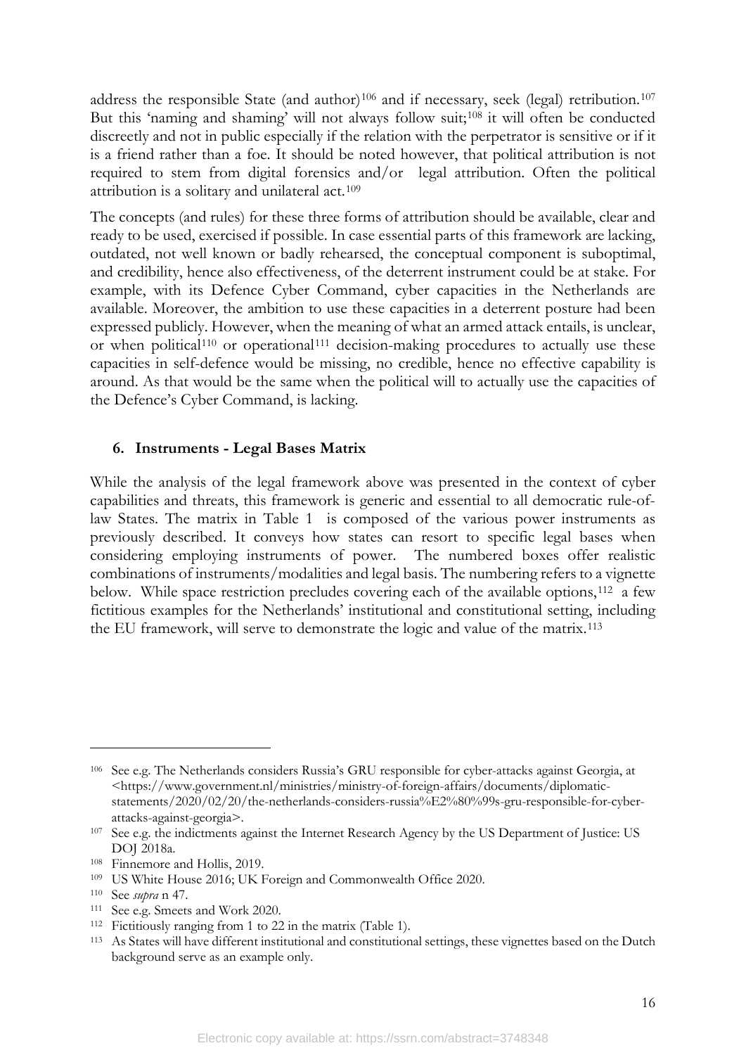address the responsible State (and author)[106] and if necessary, seek (legal) retribution.[107] But this 'naming and shaming' will not always follow suit;[108] it will often be conducted discreetly and not in public especially if the relation with the perpetrator is sensitive or if it is a friend rather than a foe. It should be noted however, that political attribution is not required to stem from digital forensics and/or legal attribution. Often the political attribution is a solitary and unilateral act.[109]

The concepts (and rules) for these three forms of attribution should be available, clear and ready to be used, exercised if possible. In case essential parts of this framework are lacking, outdated, not well known or badly rehearsed, the conceptual component is suboptimal, and credibility, hence also effectiveness, of the deterrent instrument could be at stake. For example, with its Defence Cyber Command, cyber capacities in the Netherlands are available. Moreover, the ambition to use these capacities in a deterrent posture had been expressed publicly. However, when the meaning of what an armed attack entails, is unclear, or when political[110] or operational[111] decision-making procedures to actually use these capacities in self-defence would be missing, no credible, hence no effective capability is around. As that would be the same when the political will to actually use the capacities of the Defence's Cyber Command, is lacking.

## 6. Instruments - Legal Bases Matrix

While the analysis of the legal framework above was presented in the context of cyber capabilities and threats, this framework is generic and essential to all democratic rule-of-law States. The matrix in Table 1 is composed of the various power instruments as previously described. It conveys how states can resort to specific legal bases when considering employing instruments of power. The numbered boxes offer realistic combinations of instruments/modalities and legal basis. The numbering refers to a vignette below. While space restriction precludes covering each of the available options,[112] a few fictitious examples for the Netherlands' institutional and constitutional setting, including the EU framework, will serve to demonstrate the logic and value of the matrix.[113]

---

[106] See e.g. The Netherlands considers Russia's GRU responsible for cyber-attacks against Georgia, at <https://www.government.nl/ministries/ministry-of-foreign-affairs/documents/diplomatic-statements/2020/02/20/the-netherlands-considers-russia%E2%80%99s-gru-responsible-for-cyber-attacks-against-georgia>.

[107] See e.g. the indictments against the Internet Research Agency by the US Department of Justice: US DOJ 2018a.

[108] Finnemore and Hollis, 2019.

[109] US White House 2016; UK Foreign and Commonwealth Office 2020.

[110] See *supra* n 47.

[111] See e.g. Smeets and Work 2020.

[112] Fictitiously ranging from 1 to 22 in the matrix (Table 1).

[113] As States will have different institutional and constitutional settings, these vignettes based on the Dutch background serve as an example only.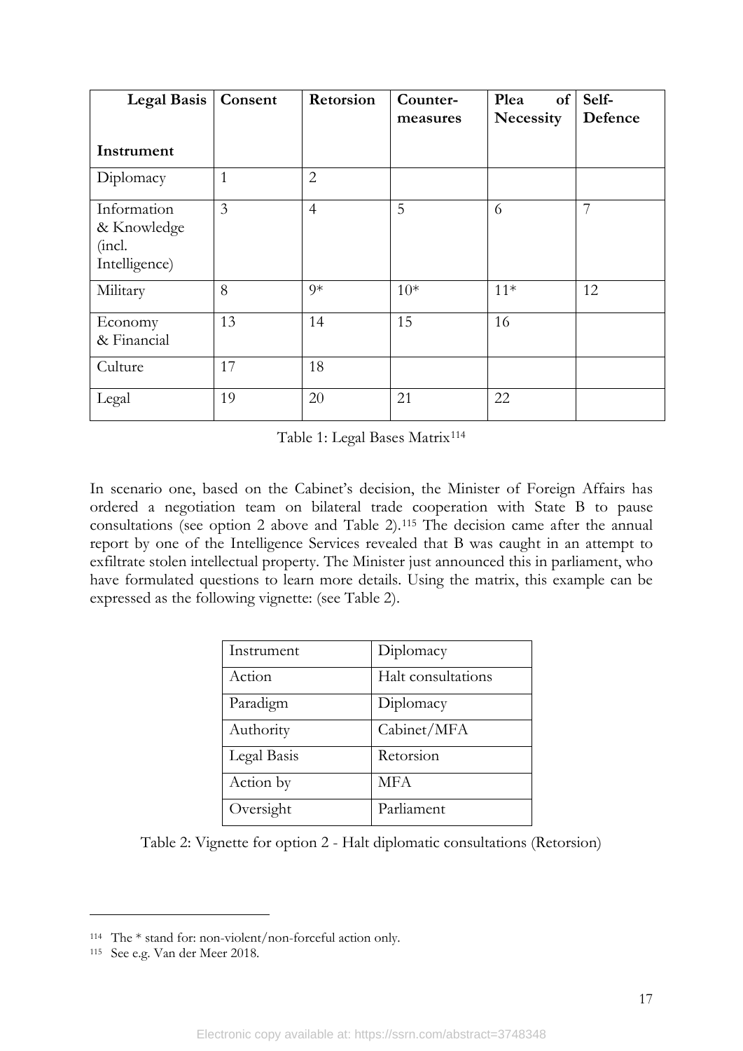| **Legal Basis**<br><br>**Instrument** | **Consent** | **Retorsion** | **Counter-measures** | **Plea of Necessity** | **Self-Defence** |
|---|---|---|---|---|---|
| Diplomacy | 1 | 2 | | | |
| Information & Knowledge (incl. Intelligence) | 3 | 4 | 5 | 6 | 7 |
| Military | 8 | 9* | 10* | 11* | 12 |
| Economy & Financial | 13 | 14 | 15 | 16 | |
| Culture | 17 | 18 | | | |
| Legal | 19 | 20 | 21 | 22 | |

Table 1: Legal Bases Matrix[114]

In scenario one, based on the Cabinet's decision, the Minister of Foreign Affairs has ordered a negotiation team on bilateral trade cooperation with State B to pause consultations (see option 2 above and Table 2).[115] The decision came after the annual report by one of the Intelligence Services revealed that B was caught in an attempt to exfiltrate stolen intellectual property. The Minister just announced this in parliament, who have formulated questions to learn more details. Using the matrix, this example can be expressed as the following vignette: (see Table 2).

| Instrument | Diplomacy |
|---|---|
| Action | Halt consultations |
| Paradigm | Diplomacy |
| Authority | Cabinet/MFA |
| Legal Basis | Retorsion |
| Action by | MFA |
| Oversight | Parliament |

Table 2: Vignette for option 2 - Halt diplomatic consultations (Retorsion)

[114] The * stand for: non-violent/non-forceful action only.

[115] See e.g. Van der Meer 2018.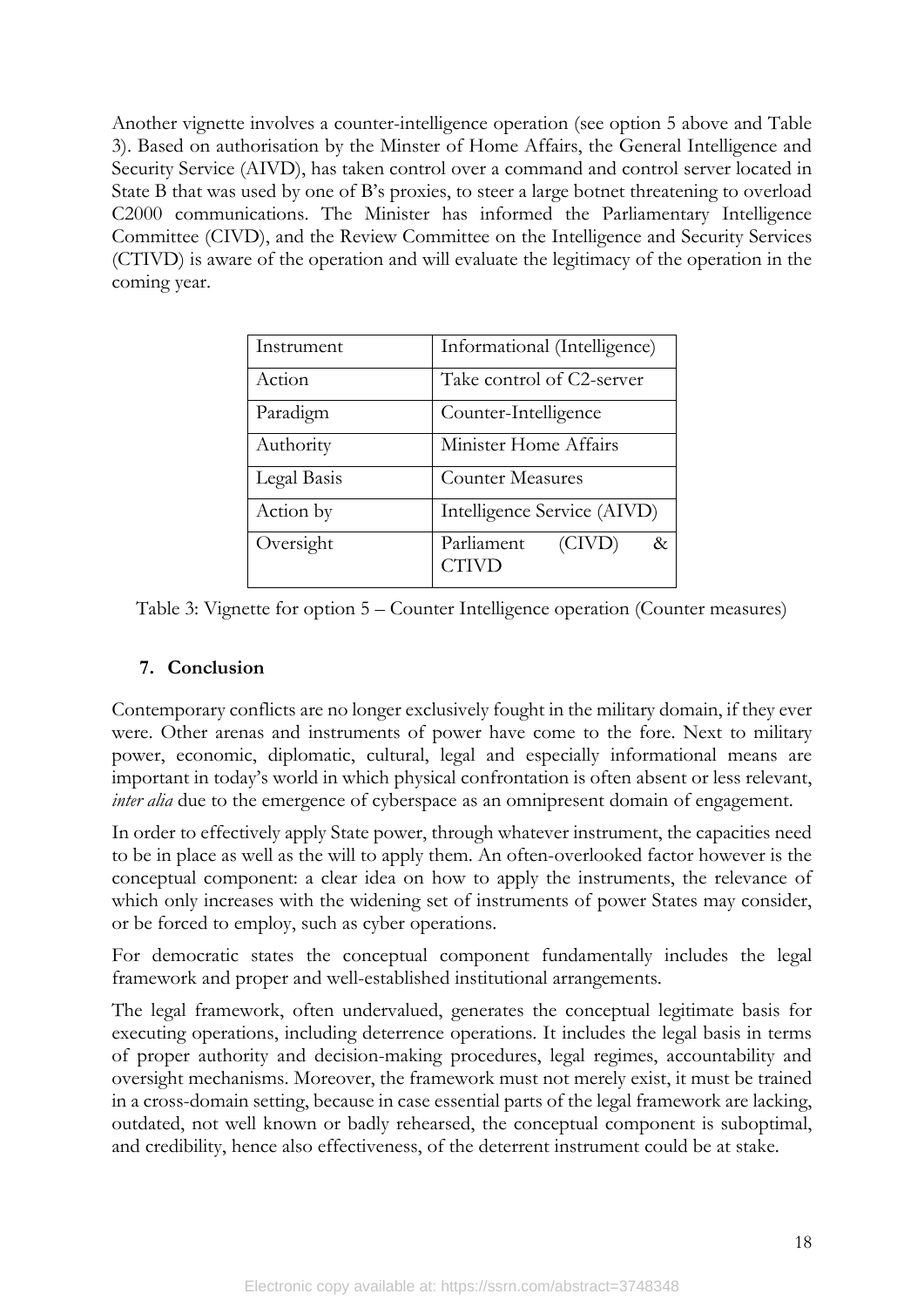Another vignette involves a counter-intelligence operation (see option 5 above and Table 3). Based on authorisation by the Minster of Home Affairs, the General Intelligence and Security Service (AIVD), has taken control over a command and control server located in State B that was used by one of B's proxies, to steer a large botnet threatening to overload C2000 communications. The Minister has informed the Parliamentary Intelligence Committee (CIVD), and the Review Committee on the Intelligence and Security Services (CTIVD) is aware of the operation and will evaluate the legitimacy of the operation in the coming year.

| Instrument | Informational (Intelligence) |
|---|---|
| Action | Take control of C2-server |
| Paradigm | Counter-Intelligence |
| Authority | Minister Home Affairs |
| Legal Basis | Counter Measures |
| Action by | Intelligence Service (AIVD) |
| Oversight | Parliament (CIVD) & CTIVD |

Table 3: Vignette for option 5 – Counter Intelligence operation (Counter measures)

## 7. Conclusion

Contemporary conflicts are no longer exclusively fought in the military domain, if they ever were. Other arenas and instruments of power have come to the fore. Next to military power, economic, diplomatic, cultural, legal and especially informational means are important in today's world in which physical confrontation is often absent or less relevant, *inter alia* due to the emergence of cyberspace as an omnipresent domain of engagement.

In order to effectively apply State power, through whatever instrument, the capacities need to be in place as well as the will to apply them. An often-overlooked factor however is the conceptual component: a clear idea on how to apply the instruments, the relevance of which only increases with the widening set of instruments of power States may consider, or be forced to employ, such as cyber operations.

For democratic states the conceptual component fundamentally includes the legal framework and proper and well-established institutional arrangements.

The legal framework, often undervalued, generates the conceptual legitimate basis for executing operations, including deterrence operations. It includes the legal basis in terms of proper authority and decision-making procedures, legal regimes, accountability and oversight mechanisms. Moreover, the framework must not merely exist, it must be trained in a cross-domain setting, because in case essential parts of the legal framework are lacking, outdated, not well known or badly rehearsed, the conceptual component is suboptimal, and credibility, hence also effectiveness, of the deterrent instrument could be at stake.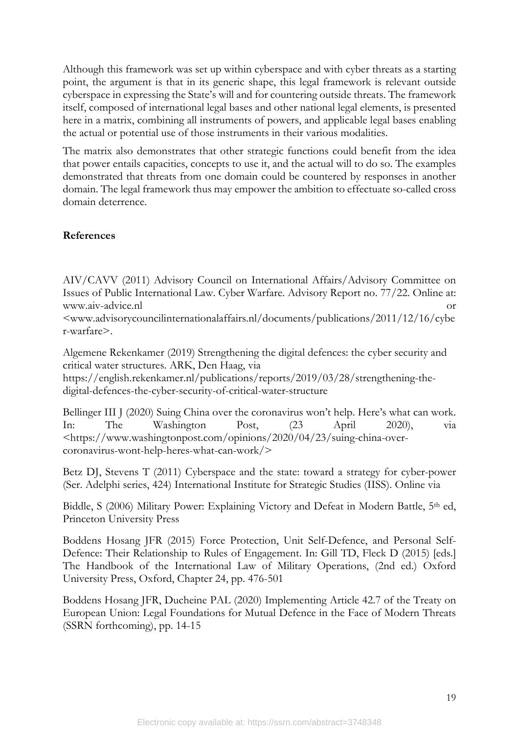Although this framework was set up within cyberspace and with cyber threats as a starting point, the argument is that in its generic shape, this legal framework is relevant outside cyberspace in expressing the State's will and for countering outside threats. The framework itself, composed of international legal bases and other national legal elements, is presented here in a matrix, combining all instruments of powers, and applicable legal bases enabling the actual or potential use of those instruments in their various modalities.

The matrix also demonstrates that other strategic functions could benefit from the idea that power entails capacities, concepts to use it, and the actual will to do so. The examples demonstrated that threats from one domain could be countered by responses in another domain. The legal framework thus may empower the ambition to effectuate so-called cross domain deterrence.

## References

AIV/CAVV (2011) Advisory Council on International Affairs/Advisory Committee on Issues of Public International Law. Cyber Warfare. Advisory Report no. 77/22. Online at: www.aiv-advice.nl or <www.advisorycouncilinternationalaffairs.nl/documents/publications/2011/12/16/cyber-warfare>.

Algemene Rekenkamer (2019) Strengthening the digital defences: the cyber security and critical water structures. ARK, Den Haag, via https://english.rekenkamer.nl/publications/reports/2019/03/28/strengthening-the-digital-defences-the-cyber-security-of-critical-water-structure

Bellinger III J (2020) Suing China over the coronavirus won't help. Here's what can work. In: The Washington Post, (23 April 2020), via <https://www.washingtonpost.com/opinions/2020/04/23/suing-china-over-coronavirus-wont-help-heres-what-can-work/>

Betz DJ, Stevens T (2011) Cyberspace and the state: toward a strategy for cyber-power (Ser. Adelphi series, 424) International Institute for Strategic Studies (IISS). Online via

Biddle, S (2006) Military Power: Explaining Victory and Defeat in Modern Battle, 5th ed, Princeton University Press

Boddens Hosang JFR (2015) Force Protection, Unit Self-Defence, and Personal Self-Defence: Their Relationship to Rules of Engagement. In: Gill TD, Fleck D (2015) [eds.] The Handbook of the International Law of Military Operations, (2nd ed.) Oxford University Press, Oxford, Chapter 24, pp. 476-501

Boddens Hosang JFR, Ducheine PAL (2020) Implementing Article 42.7 of the Treaty on European Union: Legal Foundations for Mutual Defence in the Face of Modern Threats (SSRN forthcoming), pp. 14-15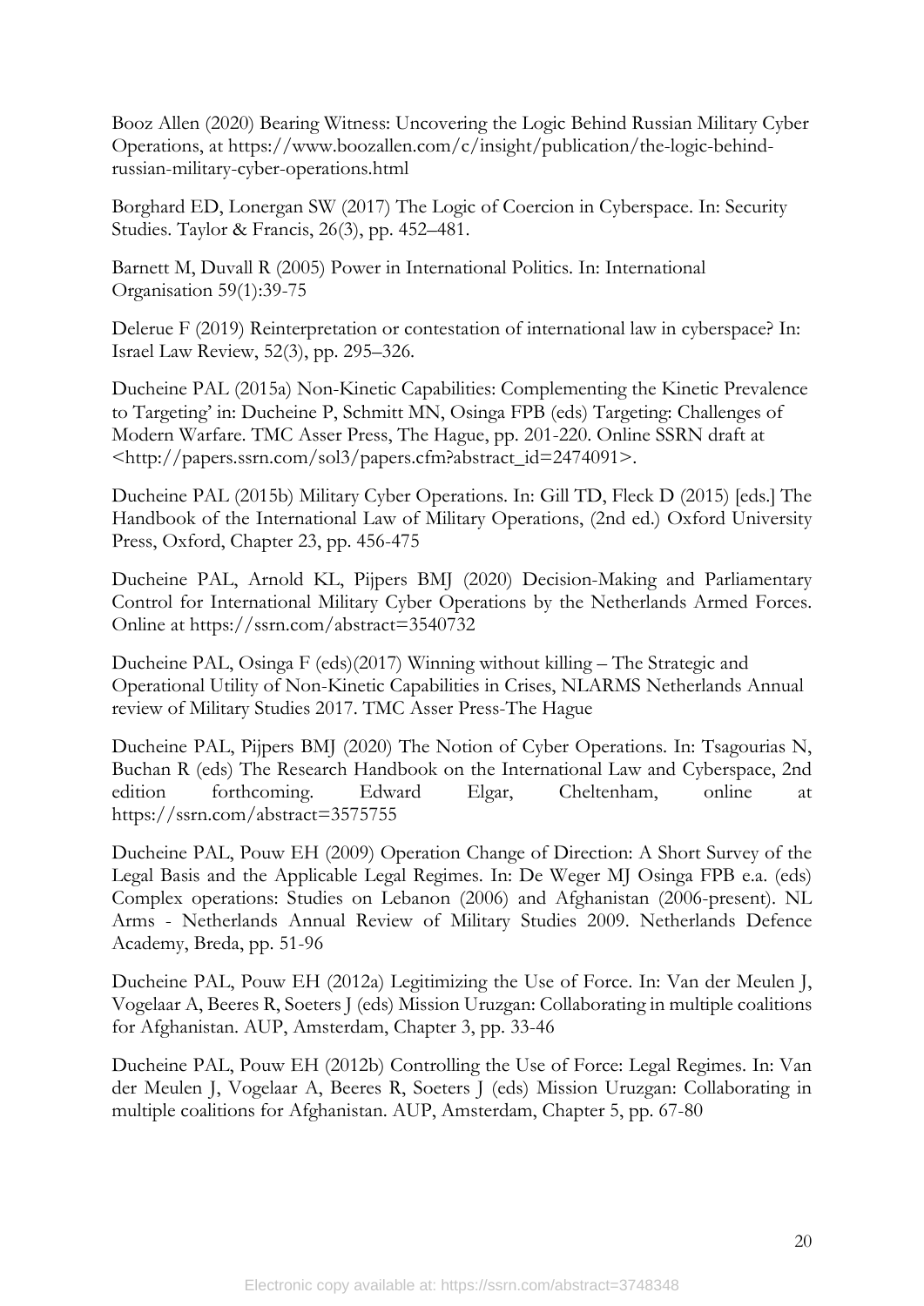Booz Allen (2020) Bearing Witness: Uncovering the Logic Behind Russian Military Cyber Operations, at https://www.boozallen.com/c/insight/publication/the-logic-behind-russian-military-cyber-operations.html

Borghard ED, Lonergan SW (2017) The Logic of Coercion in Cyberspace. In: Security Studies. Taylor & Francis, 26(3), pp. 452–481.

Barnett M, Duvall R (2005) Power in International Politics. In: International Organisation 59(1):39-75

Delerue F (2019) Reinterpretation or contestation of international law in cyberspace? In: Israel Law Review, 52(3), pp. 295–326.

Ducheine PAL (2015a) Non-Kinetic Capabilities: Complementing the Kinetic Prevalence to Targeting' in: Ducheine P, Schmitt MN, Osinga FPB (eds) Targeting: Challenges of Modern Warfare. TMC Asser Press, The Hague, pp. 201-220. Online SSRN draft at <http://papers.ssrn.com/sol3/papers.cfm?abstract_id=2474091>.

Ducheine PAL (2015b) Military Cyber Operations. In: Gill TD, Fleck D (2015) [eds.] The Handbook of the International Law of Military Operations, (2nd ed.) Oxford University Press, Oxford, Chapter 23, pp. 456-475

Ducheine PAL, Arnold KL, Pijpers BMJ (2020) Decision-Making and Parliamentary Control for International Military Cyber Operations by the Netherlands Armed Forces. Online at https://ssrn.com/abstract=3540732

Ducheine PAL, Osinga F (eds)(2017) Winning without killing – The Strategic and Operational Utility of Non-Kinetic Capabilities in Crises, NLARMS Netherlands Annual review of Military Studies 2017. TMC Asser Press-The Hague

Ducheine PAL, Pijpers BMJ (2020) The Notion of Cyber Operations. In: Tsagourias N, Buchan R (eds) The Research Handbook on the International Law and Cyberspace, 2nd edition forthcoming. Edward Elgar, Cheltenham, online at https://ssrn.com/abstract=3575755

Ducheine PAL, Pouw EH (2009) Operation Change of Direction: A Short Survey of the Legal Basis and the Applicable Legal Regimes. In: De Weger MJ Osinga FPB e.a. (eds) Complex operations: Studies on Lebanon (2006) and Afghanistan (2006-present). NL Arms - Netherlands Annual Review of Military Studies 2009. Netherlands Defence Academy, Breda, pp. 51-96

Ducheine PAL, Pouw EH (2012a) Legitimizing the Use of Force. In: Van der Meulen J, Vogelaar A, Beeres R, Soeters J (eds) Mission Uruzgan: Collaborating in multiple coalitions for Afghanistan. AUP, Amsterdam, Chapter 3, pp. 33-46

Ducheine PAL, Pouw EH (2012b) Controlling the Use of Force: Legal Regimes. In: Van der Meulen J, Vogelaar A, Beeres R, Soeters J (eds) Mission Uruzgan: Collaborating in multiple coalitions for Afghanistan. AUP, Amsterdam, Chapter 5, pp. 67-80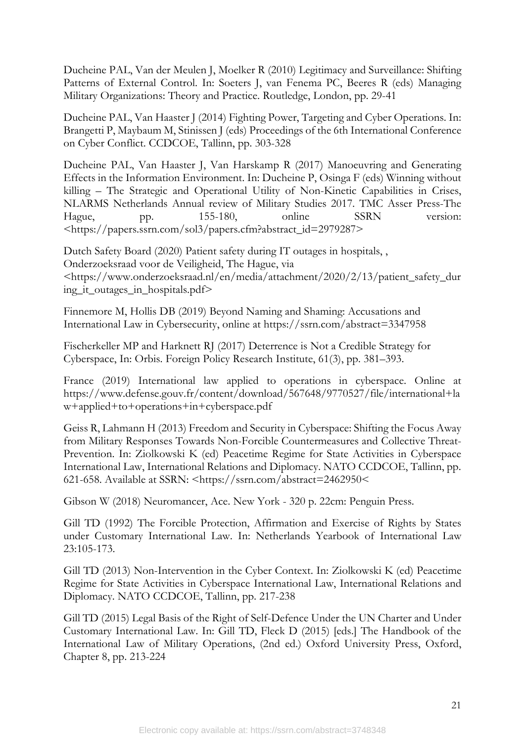Ducheine PAL, Van der Meulen J, Moelker R (2010) Legitimacy and Surveillance: Shifting Patterns of External Control. In: Soeters J, van Fenema PC, Beeres R (eds) Managing Military Organizations: Theory and Practice. Routledge, London, pp. 29-41

Ducheine PAL, Van Haaster J (2014) Fighting Power, Targeting and Cyber Operations. In: Brangetti P, Maybaum M, Stinissen J (eds) Proceedings of the 6th International Conference on Cyber Conflict. CCDCOE, Tallinn, pp. 303-328

Ducheine PAL, Van Haaster J, Van Harskamp R (2017) Manoeuvring and Generating Effects in the Information Environment. In: Ducheine P, Osinga F (eds) Winning without killing – The Strategic and Operational Utility of Non-Kinetic Capabilities in Crises, NLARMS Netherlands Annual review of Military Studies 2017. TMC Asser Press-The Hague, pp. 155-180, online SSRN version: <https://papers.ssrn.com/sol3/papers.cfm?abstract_id=2979287>

Dutch Safety Board (2020) Patient safety during IT outages in hospitals, , Onderzoeksraad voor de Veiligheid, The Hague, via <https://www.onderzoeksraad.nl/en/media/attachment/2020/2/13/patient_safety_during_it_outages_in_hospitals.pdf>

Finnemore M, Hollis DB (2019) Beyond Naming and Shaming: Accusations and International Law in Cybersecurity, online at https://ssrn.com/abstract=3347958

Fischerkeller MP and Harknett RJ (2017) Deterrence is Not a Credible Strategy for Cyberspace, In: Orbis. Foreign Policy Research Institute, 61(3), pp. 381–393.

France (2019) International law applied to operations in cyberspace. Online at https://www.defense.gouv.fr/content/download/567648/9770527/file/international+law+applied+to+operations+in+cyberspace.pdf

Geiss R, Lahmann H (2013) Freedom and Security in Cyberspace: Shifting the Focus Away from Military Responses Towards Non-Forcible Countermeasures and Collective Threat-Prevention. In: Ziolkowski K (ed) Peacetime Regime for State Activities in Cyberspace International Law, International Relations and Diplomacy. NATO CCDCOE, Tallinn, pp. 621-658. Available at SSRN: <https://ssrn.com/abstract=2462950<

Gibson W (2018) Neuromancer, Ace. New York - 320 p. 22cm: Penguin Press.

Gill TD (1992) The Forcible Protection, Affirmation and Exercise of Rights by States under Customary International Law. In: Netherlands Yearbook of International Law 23:105-173.

Gill TD (2013) Non-Intervention in the Cyber Context. In: Ziolkowski K (ed) Peacetime Regime for State Activities in Cyberspace International Law, International Relations and Diplomacy. NATO CCDCOE, Tallinn, pp. 217-238

Gill TD (2015) Legal Basis of the Right of Self-Defence Under the UN Charter and Under Customary International Law. In: Gill TD, Fleck D (2015) [eds.] The Handbook of the International Law of Military Operations, (2nd ed.) Oxford University Press, Oxford, Chapter 8, pp. 213-224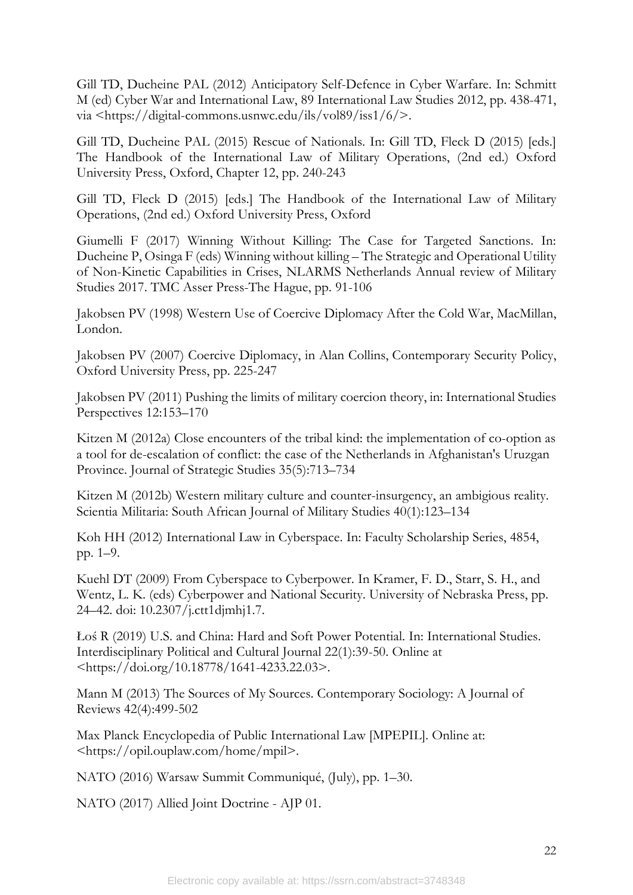Gill TD, Ducheine PAL (2012) Anticipatory Self-Defence in Cyber Warfare. In: Schmitt M (ed) Cyber War and International Law, 89 International Law Studies 2012, pp. 438-471, via <https://digital-commons.usnwc.edu/ils/vol89/iss1/6/>.

Gill TD, Ducheine PAL (2015) Rescue of Nationals. In: Gill TD, Fleck D (2015) [eds.] The Handbook of the International Law of Military Operations, (2nd ed.) Oxford University Press, Oxford, Chapter 12, pp. 240-243

Gill TD, Fleck D (2015) [eds.] The Handbook of the International Law of Military Operations, (2nd ed.) Oxford University Press, Oxford

Giumelli F (2017) Winning Without Killing: The Case for Targeted Sanctions. In: Ducheine P, Osinga F (eds) Winning without killing – The Strategic and Operational Utility of Non-Kinetic Capabilities in Crises, NLARMS Netherlands Annual review of Military Studies 2017. TMC Asser Press-The Hague, pp. 91-106

Jakobsen PV (1998) Western Use of Coercive Diplomacy After the Cold War, MacMillan, London.

Jakobsen PV (2007) Coercive Diplomacy, in Alan Collins, Contemporary Security Policy, Oxford University Press, pp. 225-247

Jakobsen PV (2011) Pushing the limits of military coercion theory, in: International Studies Perspectives 12:153–170

Kitzen M (2012a) Close encounters of the tribal kind: the implementation of co-option as a tool for de-escalation of conflict: the case of the Netherlands in Afghanistan's Uruzgan Province. Journal of Strategic Studies 35(5):713–734

Kitzen M (2012b) Western military culture and counter-insurgency, an ambigious reality. Scientia Militaria: South African Journal of Military Studies 40(1):123–134

Koh HH (2012) International Law in Cyberspace. In: Faculty Scholarship Series, 4854, pp. 1–9.

Kuehl DT (2009) From Cyberspace to Cyberpower. In Kramer, F. D., Starr, S. H., and Wentz, L. K. (eds) Cyberpower and National Security. University of Nebraska Press, pp. 24–42. doi: 10.2307/j.ctt1djmhj1.7.

Łoś R (2019) U.S. and China: Hard and Soft Power Potential. In: International Studies. Interdisciplinary Political and Cultural Journal 22(1):39-50. Online at <https://doi.org/10.18778/1641-4233.22.03>.

Mann M (2013) The Sources of My Sources. Contemporary Sociology: A Journal of Reviews 42(4):499-502

Max Planck Encyclopedia of Public International Law [MPEPIL]. Online at: <https://opil.ouplaw.com/home/mpil>.

NATO (2016) Warsaw Summit Communiqué, (July), pp. 1–30.

NATO (2017) Allied Joint Doctrine - AJP 01.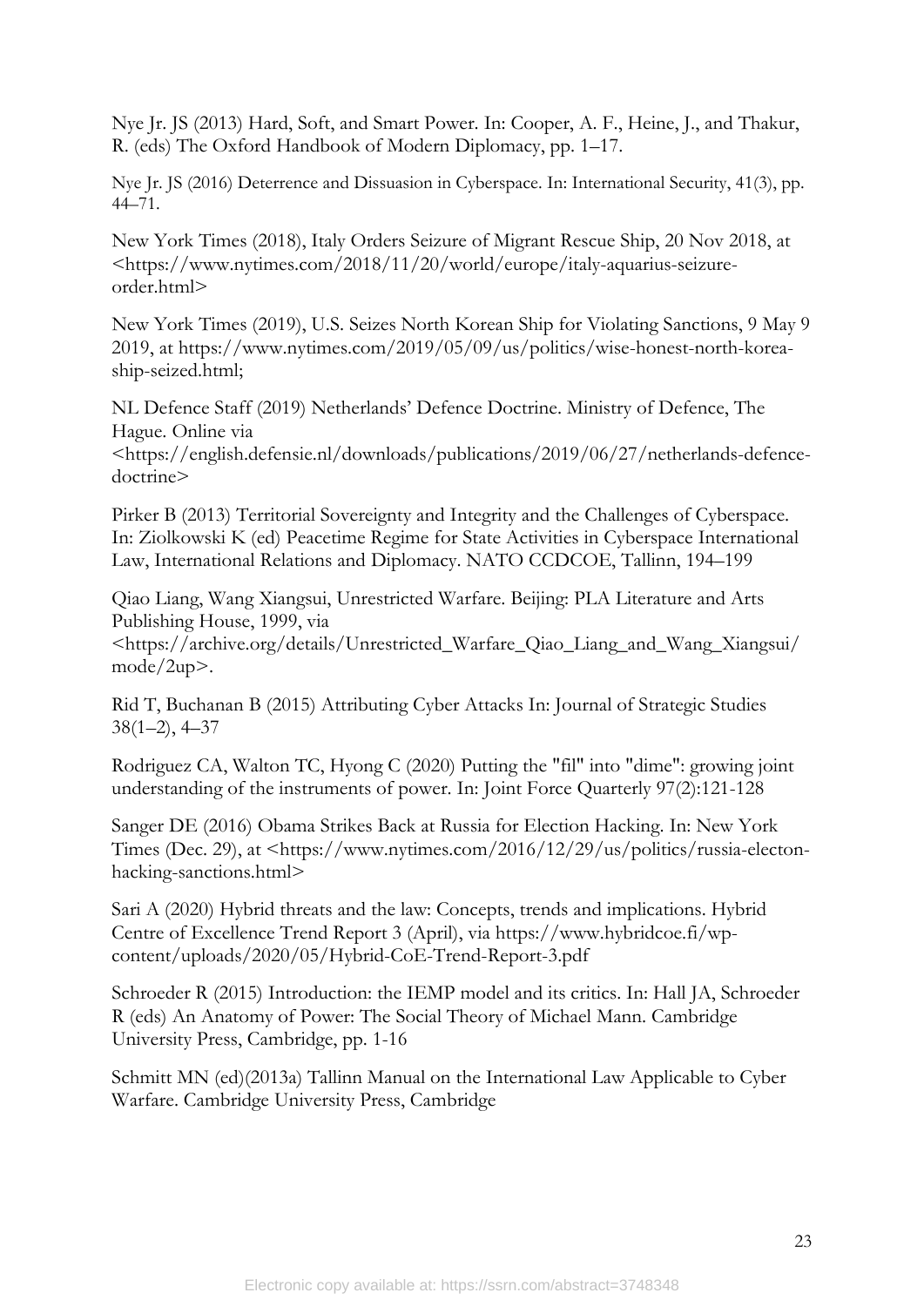Nye Jr. JS (2013) Hard, Soft, and Smart Power. In: Cooper, A. F., Heine, J., and Thakur, R. (eds) The Oxford Handbook of Modern Diplomacy, pp. 1–17.

Nye Jr. JS (2016) Deterrence and Dissuasion in Cyberspace. In: International Security, 41(3), pp. 44–71.

New York Times (2018), Italy Orders Seizure of Migrant Rescue Ship, 20 Nov 2018, at <https://www.nytimes.com/2018/11/20/world/europe/italy-aquarius-seizure-order.html>

New York Times (2019), U.S. Seizes North Korean Ship for Violating Sanctions, 9 May 9 2019, at https://www.nytimes.com/2019/05/09/us/politics/wise-honest-north-korea-ship-seized.html;

NL Defence Staff (2019) Netherlands' Defence Doctrine. Ministry of Defence, The Hague. Online via <https://english.defensie.nl/downloads/publications/2019/06/27/netherlands-defence-doctrine>

Pirker B (2013) Territorial Sovereignty and Integrity and the Challenges of Cyberspace. In: Ziolkowski K (ed) Peacetime Regime for State Activities in Cyberspace International Law, International Relations and Diplomacy. NATO CCDCOE, Tallinn, 194–199

Qiao Liang, Wang Xiangsui, Unrestricted Warfare. Beijing: PLA Literature and Arts Publishing House, 1999, via <https://archive.org/details/Unrestricted_Warfare_Qiao_Liang_and_Wang_Xiangsui/mode/2up>.

Rid T, Buchanan B (2015) Attributing Cyber Attacks In: Journal of Strategic Studies 38(1–2), 4–37

Rodriguez CA, Walton TC, Hyong C (2020) Putting the "fil" into "dime": growing joint understanding of the instruments of power. In: Joint Force Quarterly 97(2):121-128

Sanger DE (2016) Obama Strikes Back at Russia for Election Hacking. In: New York Times (Dec. 29), at <https://www.nytimes.com/2016/12/29/us/politics/russia-electon-hacking-sanctions.html>

Sari A (2020) Hybrid threats and the law: Concepts, trends and implications. Hybrid Centre of Excellence Trend Report 3 (April), via https://www.hybridcoe.fi/wp-content/uploads/2020/05/Hybrid-CoE-Trend-Report-3.pdf

Schroeder R (2015) Introduction: the IEMP model and its critics. In: Hall JA, Schroeder R (eds) An Anatomy of Power: The Social Theory of Michael Mann. Cambridge University Press, Cambridge, pp. 1-16

Schmitt MN (ed)(2013a) Tallinn Manual on the International Law Applicable to Cyber Warfare. Cambridge University Press, Cambridge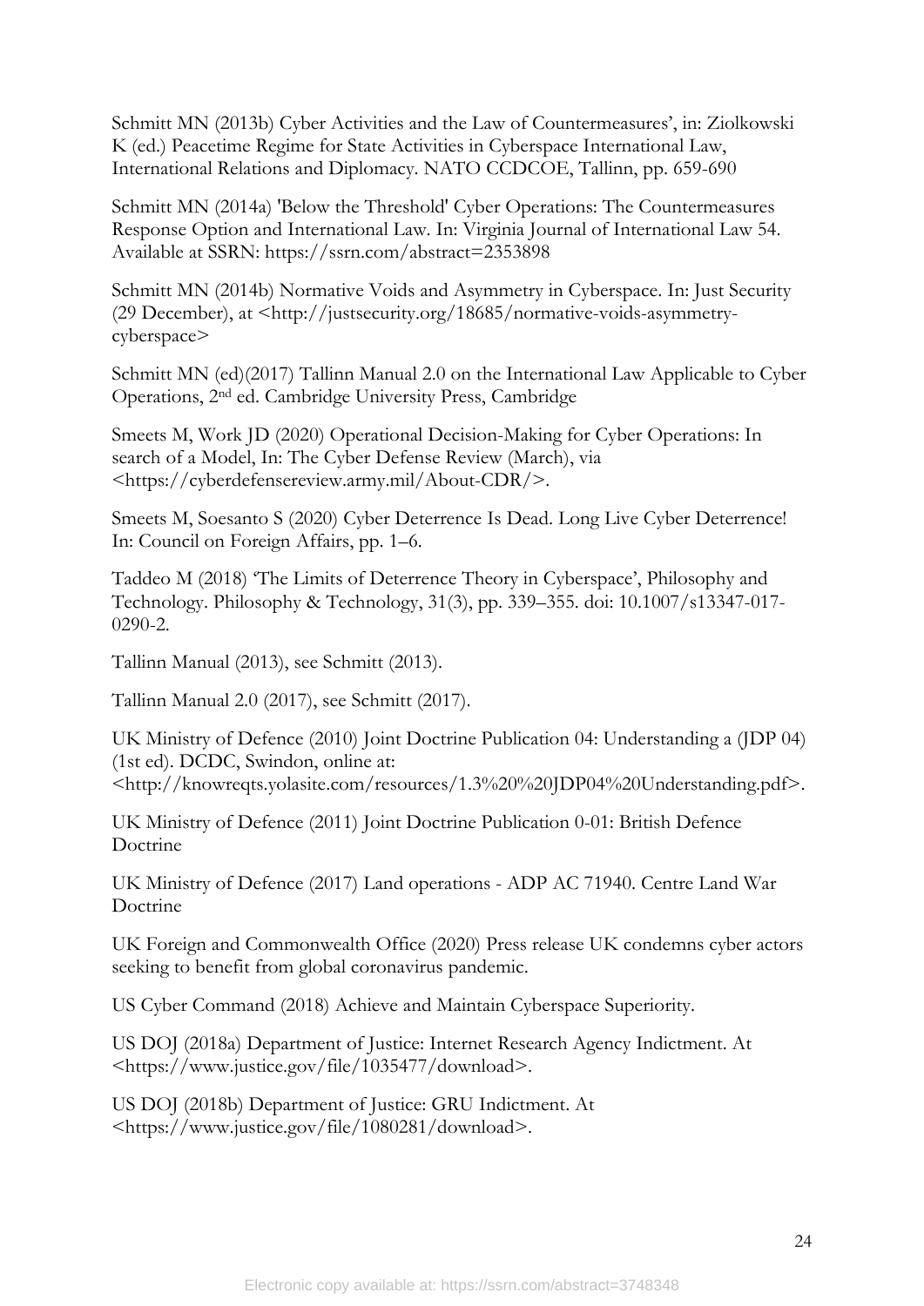Schmitt MN (2013b) Cyber Activities and the Law of Countermeasures', in: Ziolkowski K (ed.) Peacetime Regime for State Activities in Cyberspace International Law, International Relations and Diplomacy. NATO CCDCOE, Tallinn, pp. 659-690

Schmitt MN (2014a) 'Below the Threshold' Cyber Operations: The Countermeasures Response Option and International Law. In: Virginia Journal of International Law 54. Available at SSRN: https://ssrn.com/abstract=2353898

Schmitt MN (2014b) Normative Voids and Asymmetry in Cyberspace. In: Just Security (29 December), at <http://justsecurity.org/18685/normative-voids-asymmetry-cyberspace>

Schmitt MN (ed)(2017) Tallinn Manual 2.0 on the International Law Applicable to Cyber Operations, 2nd ed. Cambridge University Press, Cambridge

Smeets M, Work JD (2020) Operational Decision-Making for Cyber Operations: In search of a Model, In: The Cyber Defense Review (March), via <https://cyberdefensereview.army.mil/About-CDR/>.

Smeets M, Soesanto S (2020) Cyber Deterrence Is Dead. Long Live Cyber Deterrence! In: Council on Foreign Affairs, pp. 1–6.

Taddeo M (2018) 'The Limits of Deterrence Theory in Cyberspace', Philosophy and Technology. Philosophy & Technology, 31(3), pp. 339–355. doi: 10.1007/s13347-017-0290-2.

Tallinn Manual (2013), see Schmitt (2013).

Tallinn Manual 2.0 (2017), see Schmitt (2017).

UK Ministry of Defence (2010) Joint Doctrine Publication 04: Understanding a (JDP 04) (1st ed). DCDC, Swindon, online at: <http://knowreqts.yolasite.com/resources/1.3%20%20JDP04%20Understanding.pdf>.

UK Ministry of Defence (2011) Joint Doctrine Publication 0-01: British Defence Doctrine

UK Ministry of Defence (2017) Land operations - ADP AC 71940. Centre Land War Doctrine

UK Foreign and Commonwealth Office (2020) Press release UK condemns cyber actors seeking to benefit from global coronavirus pandemic.

US Cyber Command (2018) Achieve and Maintain Cyberspace Superiority.

US DOJ (2018a) Department of Justice: Internet Research Agency Indictment. At <https://www.justice.gov/file/1035477/download>.

US DOJ (2018b) Department of Justice: GRU Indictment. At <https://www.justice.gov/file/1080281/download>.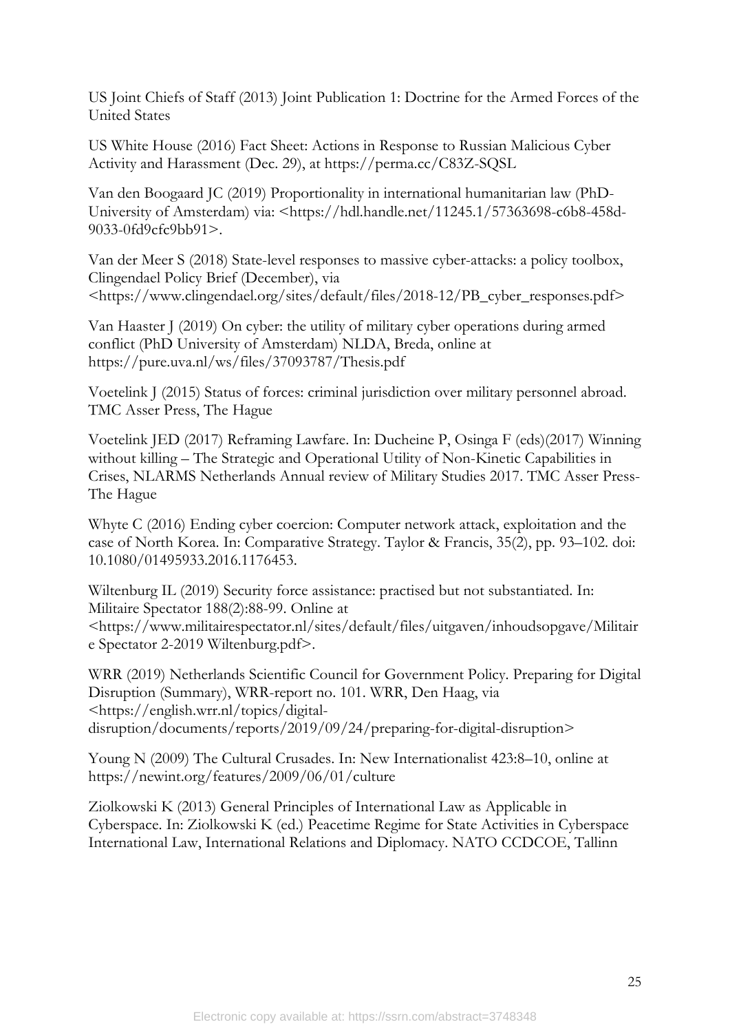US Joint Chiefs of Staff (2013) Joint Publication 1: Doctrine for the Armed Forces of the United States

US White House (2016) Fact Sheet: Actions in Response to Russian Malicious Cyber Activity and Harassment (Dec. 29), at https://perma.cc/C83Z-SQSL

Van den Boogaard JC (2019) Proportionality in international humanitarian law (PhD-University of Amsterdam) via: <https://hdl.handle.net/11245.1/57363698-c6b8-458d-9033-0fd9cfc9bb91>.

Van der Meer S (2018) State-level responses to massive cyber-attacks: a policy toolbox, Clingendael Policy Brief (December), via <https://www.clingendael.org/sites/default/files/2018-12/PB_cyber_responses.pdf>

Van Haaster J (2019) On cyber: the utility of military cyber operations during armed conflict (PhD University of Amsterdam) NLDA, Breda, online at https://pure.uva.nl/ws/files/37093787/Thesis.pdf

Voetelink J (2015) Status of forces: criminal jurisdiction over military personnel abroad. TMC Asser Press, The Hague

Voetelink JED (2017) Reframing Lawfare. In: Ducheine P, Osinga F (eds)(2017) Winning without killing – The Strategic and Operational Utility of Non-Kinetic Capabilities in Crises, NLARMS Netherlands Annual review of Military Studies 2017. TMC Asser Press-The Hague

Whyte C (2016) Ending cyber coercion: Computer network attack, exploitation and the case of North Korea. In: Comparative Strategy. Taylor & Francis, 35(2), pp. 93–102. doi: 10.1080/01495933.2016.1176453.

Wiltenburg IL (2019) Security force assistance: practised but not substantiated. In: Militaire Spectator 188(2):88-99. Online at <https://www.militairespectator.nl/sites/default/files/uitgaven/inhoudsopgave/Militaire Spectator 2-2019 Wiltenburg.pdf>.

WRR (2019) Netherlands Scientific Council for Government Policy. Preparing for Digital Disruption (Summary), WRR-report no. 101. WRR, Den Haag, via <https://english.wrr.nl/topics/digital-disruption/documents/reports/2019/09/24/preparing-for-digital-disruption>

Young N (2009) The Cultural Crusades. In: New Internationalist 423:8–10, online at https://newint.org/features/2009/06/01/culture

Ziolkowski K (2013) General Principles of International Law as Applicable in Cyberspace. In: Ziolkowski K (ed.) Peacetime Regime for State Activities in Cyberspace International Law, International Relations and Diplomacy. NATO CCDCOE, Tallinn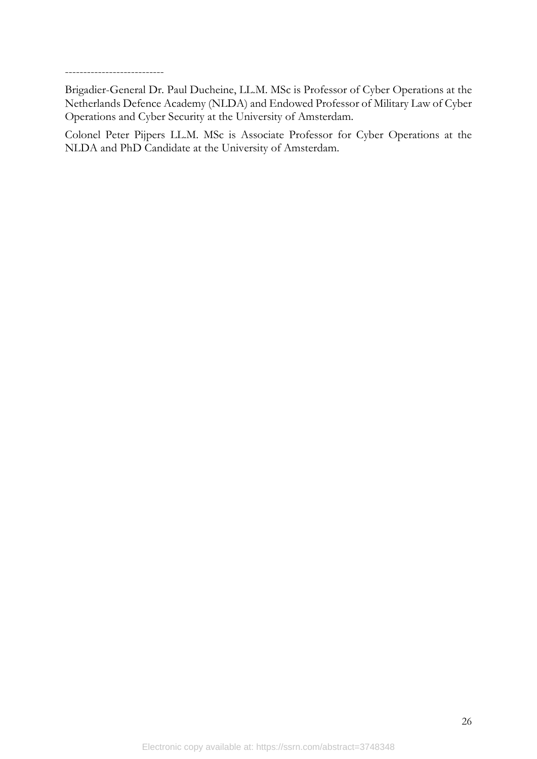---------------------------

Brigadier-General Dr. Paul Ducheine, LL.M. MSc is Professor of Cyber Operations at the Netherlands Defence Academy (NLDA) and Endowed Professor of Military Law of Cyber Operations and Cyber Security at the University of Amsterdam.

Colonel Peter Pijpers LL.M. MSc is Associate Professor for Cyber Operations at the NLDA and PhD Candidate at the University of Amsterdam.